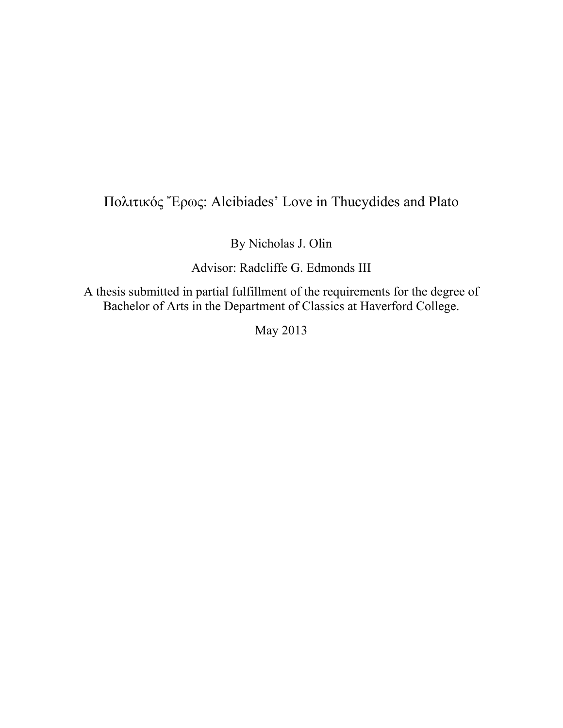# Πολιτικός Ἔρως: Alcibiades' Love in Thucydides and Plato

By Nicholas J. Olin

Advisor: Radcliffe G. Edmonds III

A thesis submitted in partial fulfillment of the requirements for the degree of Bachelor of Arts in the Department of Classics at Haverford College.

May 2013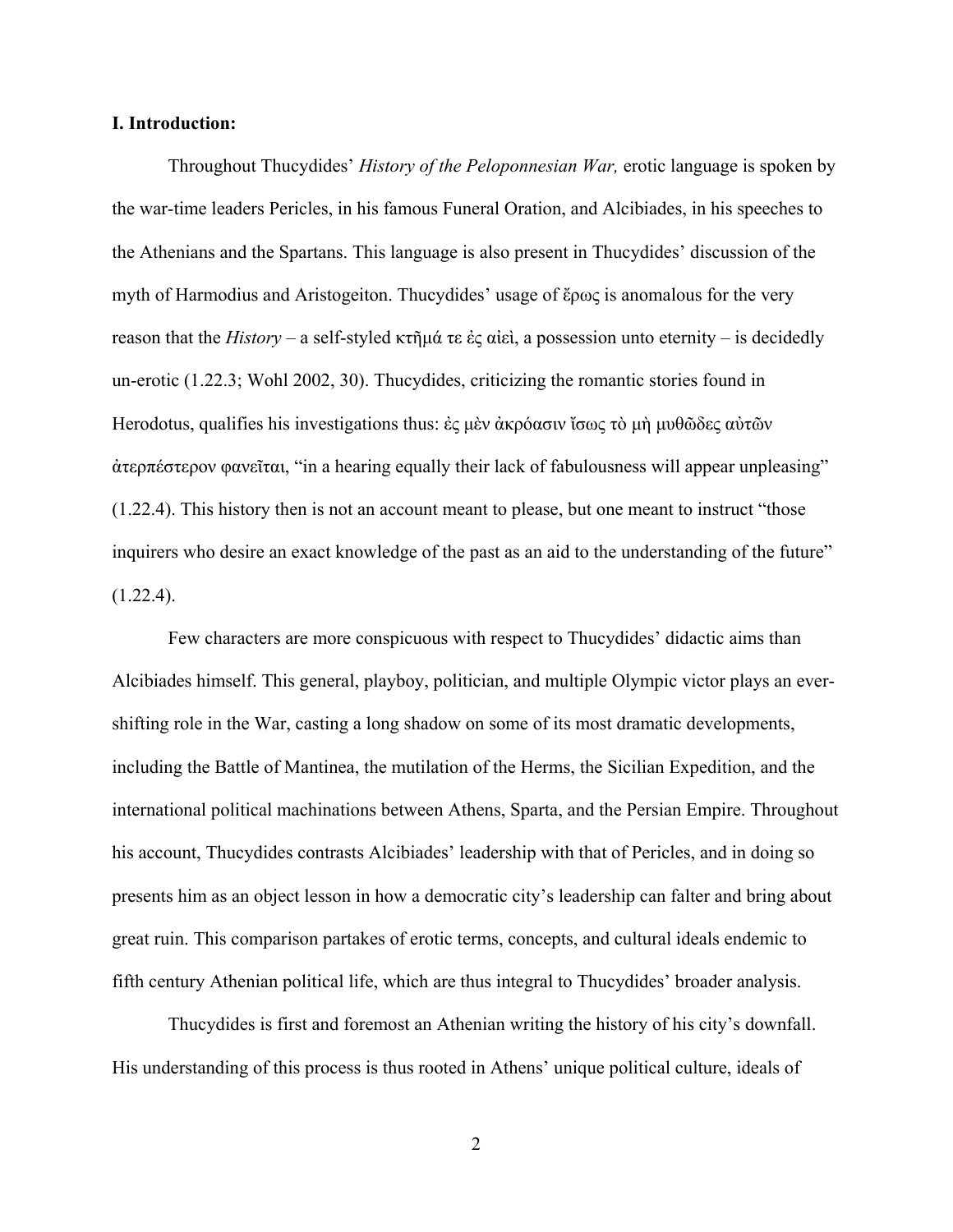**I. Introduction:**

Throughout Thucydides' *History of the Peloponnesian War,* erotic language is spoken by the war-time leaders Pericles, in his famous Funeral Oration, and Alcibiades, in his speeches to the Athenians and the Spartans. This language is also present in Thucydides' discussion of the myth of Harmodius and Aristogeiton. Thucydides' usage of ἔρως is anomalous for the very reason that the *History* – a self-styled κτῆμά τε ἐς αἰεὶ, a possession unto eternity – is decidedly un-erotic (1.22.3; Wohl 2002, 30). Thucydides, criticizing the romantic stories found in Herodotus, qualifies his investigations thus: ἐς μὲν ἀκρόασιν ἴσως τὸ μὴ μυθῶδες αὐτῶν ἀτερπέστερον φανεῖται, "in a hearing equally their lack of fabulousness will appear unpleasing" (1.22.4). This history then is not an account meant to please, but one meant to instruct "those inquirers who desire an exact knowledge of the past as an aid to the understanding of the future" (1.22.4).

Few characters are more conspicuous with respect to Thucydides' didactic aims than Alcibiades himself. This general, playboy, politician, and multiple Olympic victor plays an ever-shifting role in the War, casting a long shadow on some of its most dramatic developments, including the Battle of Mantinea, the mutilation of the Herms, the Sicilian Expedition, and the international political machinations between Athens, Sparta, and the Persian Empire. Throughout his account, Thucydides contrasts Alcibiades' leadership with that of Pericles, and in doing so presents him as an object lesson in how a democratic city's leadership can falter and bring about great ruin. This comparison partakes of erotic terms, concepts, and cultural ideals endemic to fifth century Athenian political life, which are thus integral to Thucydides' broader analysis.

Thucydides is first and foremost an Athenian writing the history of his city's downfall. His understanding of this process is thus rooted in Athens' unique political culture, ideals of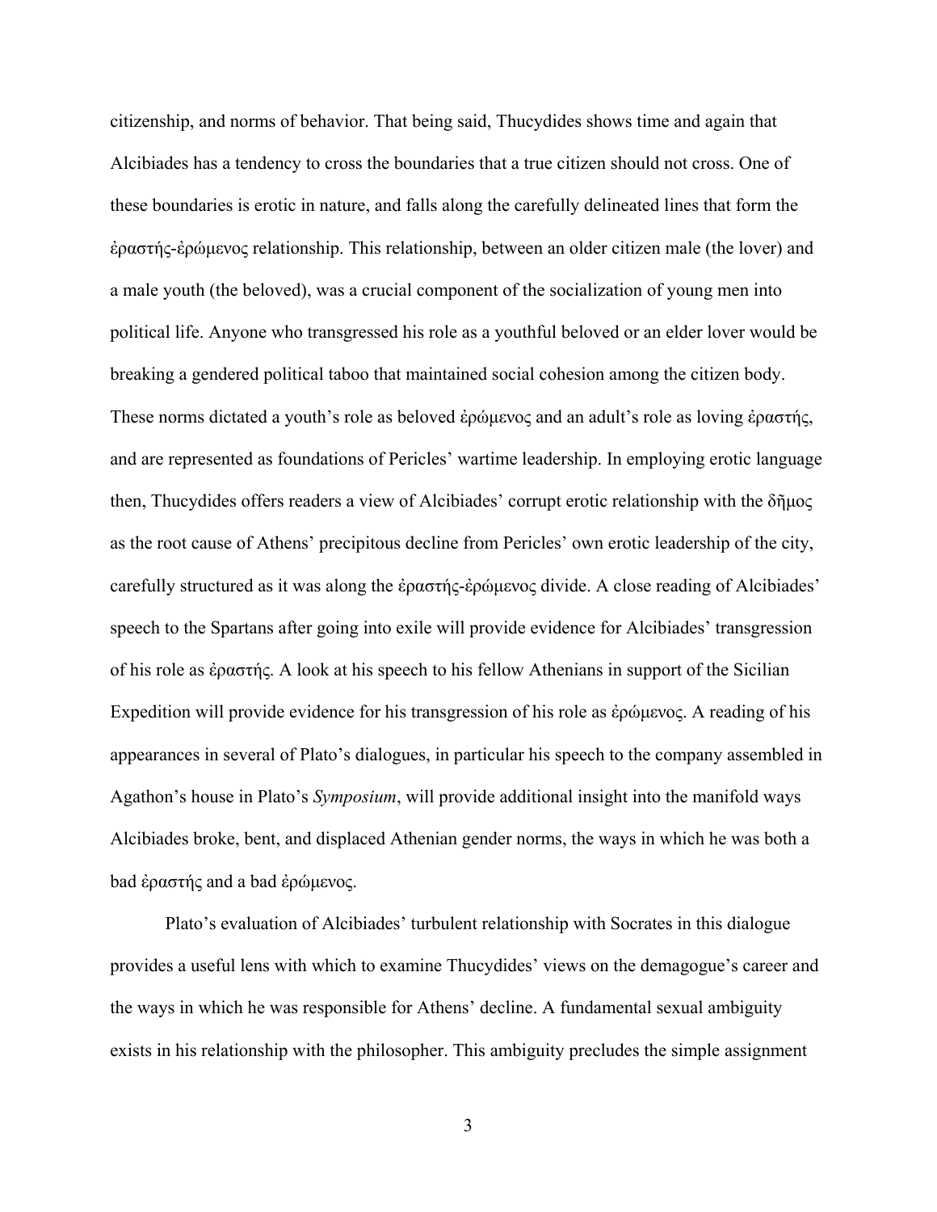citizenship, and norms of behavior. That being said, Thucydides shows time and again that Alcibiades has a tendency to cross the boundaries that a true citizen should not cross. One of these boundaries is erotic in nature, and falls along the carefully delineated lines that form the ἐραστής-ἐρώμενος relationship. This relationship, between an older citizen male (the lover) and a male youth (the beloved), was a crucial component of the socialization of young men into political life. Anyone who transgressed his role as a youthful beloved or an elder lover would be breaking a gendered political taboo that maintained social cohesion among the citizen body. These norms dictated a youth's role as beloved ἐρώμενος and an adult's role as loving ἐραστής, and are represented as foundations of Pericles' wartime leadership. In employing erotic language then, Thucydides offers readers a view of Alcibiades' corrupt erotic relationship with the δῆμος as the root cause of Athens' precipitous decline from Pericles' own erotic leadership of the city, carefully structured as it was along the ἐραστής-ἐρώμενος divide. A close reading of Alcibiades' speech to the Spartans after going into exile will provide evidence for Alcibiades' transgression of his role as ἐραστής. A look at his speech to his fellow Athenians in support of the Sicilian Expedition will provide evidence for his transgression of his role as ἐρώμενος. A reading of his appearances in several of Plato's dialogues, in particular his speech to the company assembled in Agathon's house in Plato's *Symposium*, will provide additional insight into the manifold ways Alcibiades broke, bent, and displaced Athenian gender norms, the ways in which he was both a bad ἐραστής and a bad ἐρώμενος.

Plato's evaluation of Alcibiades' turbulent relationship with Socrates in this dialogue provides a useful lens with which to examine Thucydides' views on the demagogue's career and the ways in which he was responsible for Athens' decline. A fundamental sexual ambiguity exists in his relationship with the philosopher. This ambiguity precludes the simple assignment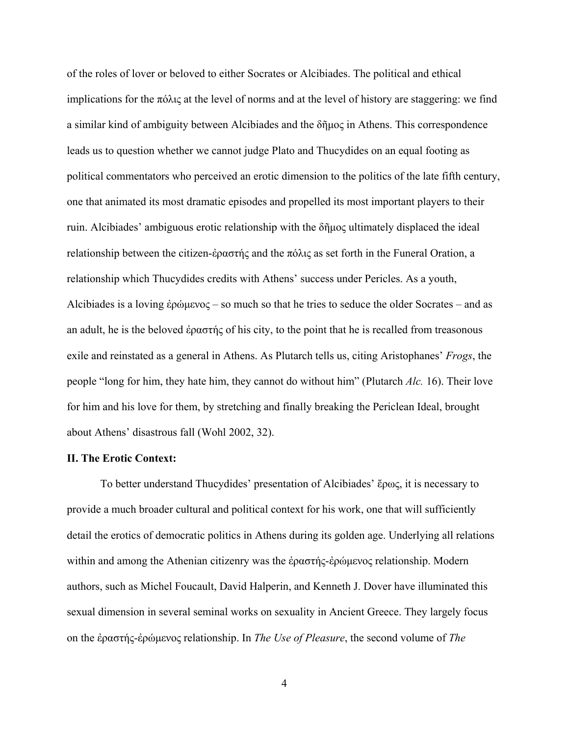of the roles of lover or beloved to either Socrates or Alcibiades. The political and ethical implications for the πόλις at the level of norms and at the level of history are staggering: we find a similar kind of ambiguity between Alcibiades and the δῆμος in Athens. This correspondence leads us to question whether we cannot judge Plato and Thucydides on an equal footing as political commentators who perceived an erotic dimension to the politics of the late fifth century, one that animated its most dramatic episodes and propelled its most important players to their ruin. Alcibiades' ambiguous erotic relationship with the δῆμος ultimately displaced the ideal relationship between the citizen-ἐραστής and the πόλις as set forth in the Funeral Oration, a relationship which Thucydides credits with Athens' success under Pericles. As a youth, Alcibiades is a loving ἐρώμενος – so much so that he tries to seduce the older Socrates – and as an adult, he is the beloved ἐραστής of his city, to the point that he is recalled from treasonous exile and reinstated as a general in Athens. As Plutarch tells us, citing Aristophanes' *Frogs*, the people "long for him, they hate him, they cannot do without him" (Plutarch *Alc.* 16). Their love for him and his love for them, by stretching and finally breaking the Periclean Ideal, brought about Athens' disastrous fall (Wohl 2002, 32).

**II. The Erotic Context:**

To better understand Thucydides' presentation of Alcibiades' ἔρως, it is necessary to provide a much broader cultural and political context for his work, one that will sufficiently detail the erotics of democratic politics in Athens during its golden age. Underlying all relations within and among the Athenian citizenry was the ἐραστής-ἐρώμενος relationship. Modern authors, such as Michel Foucault, David Halperin, and Kenneth J. Dover have illuminated this sexual dimension in several seminal works on sexuality in Ancient Greece. They largely focus on the ἐραστής-ἐρώμενος relationship. In *The Use of Pleasure*, the second volume of *The*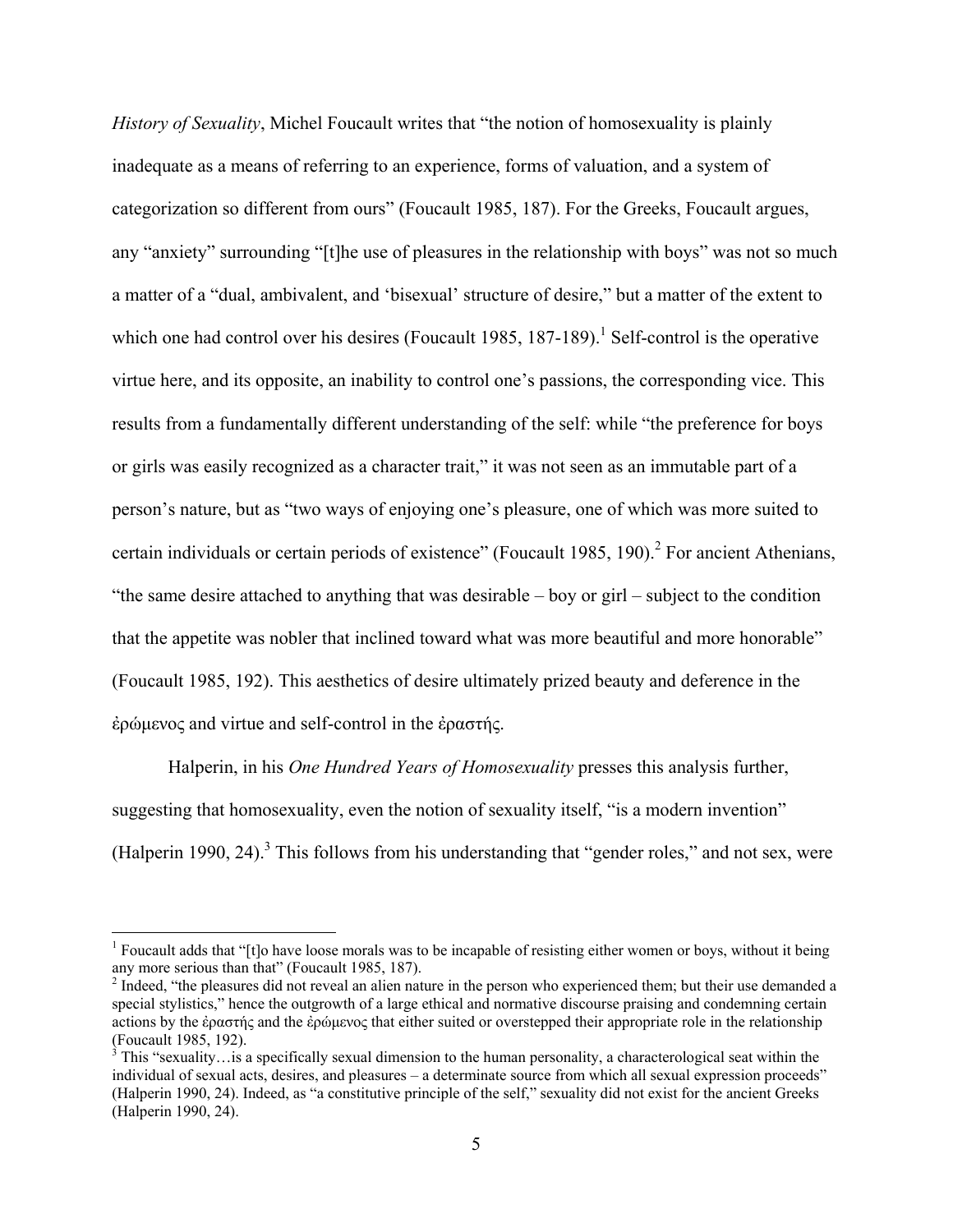*History of Sexuality*, Michel Foucault writes that "the notion of homosexuality is plainly inadequate as a means of referring to an experience, forms of valuation, and a system of categorization so different from ours" (Foucault 1985, 187). For the Greeks, Foucault argues, any "anxiety" surrounding "[t]he use of pleasures in the relationship with boys" was not so much a matter of a "dual, ambivalent, and 'bisexual' structure of desire," but a matter of the extent to which one had control over his desires (Foucault 1985, 187-189).[1] Self-control is the operative virtue here, and its opposite, an inability to control one's passions, the corresponding vice. This results from a fundamentally different understanding of the self: while "the preference for boys or girls was easily recognized as a character trait," it was not seen as an immutable part of a person's nature, but as "two ways of enjoying one's pleasure, one of which was more suited to certain individuals or certain periods of existence" (Foucault 1985, 190).[2] For ancient Athenians, "the same desire attached to anything that was desirable – boy or girl – subject to the condition that the appetite was nobler that inclined toward what was more beautiful and more honorable" (Foucault 1985, 192). This aesthetics of desire ultimately prized beauty and deference in the ἐρώμενος and virtue and self-control in the ἐραστής.

Halperin, in his *One Hundred Years of Homosexuality* presses this analysis further, suggesting that homosexuality, even the notion of sexuality itself, "is a modern invention" (Halperin 1990, 24).[3] This follows from his understanding that "gender roles," and not sex, were

---

[1] Foucault adds that "[t]o have loose morals was to be incapable of resisting either women or boys, without it being any more serious than that" (Foucault 1985, 187).

[2] Indeed, "the pleasures did not reveal an alien nature in the person who experienced them; but their use demanded a special stylistics," hence the outgrowth of a large ethical and normative discourse praising and condemning certain actions by the ἐραστής and the ἐρώμενος that either suited or overstepped their appropriate role in the relationship (Foucault 1985, 192).

[3] This "sexuality…is a specifically sexual dimension to the human personality, a characterological seat within the individual of sexual acts, desires, and pleasures – a determinate source from which all sexual expression proceeds" (Halperin 1990, 24). Indeed, as "a constitutive principle of the self," sexuality did not exist for the ancient Greeks (Halperin 1990, 24).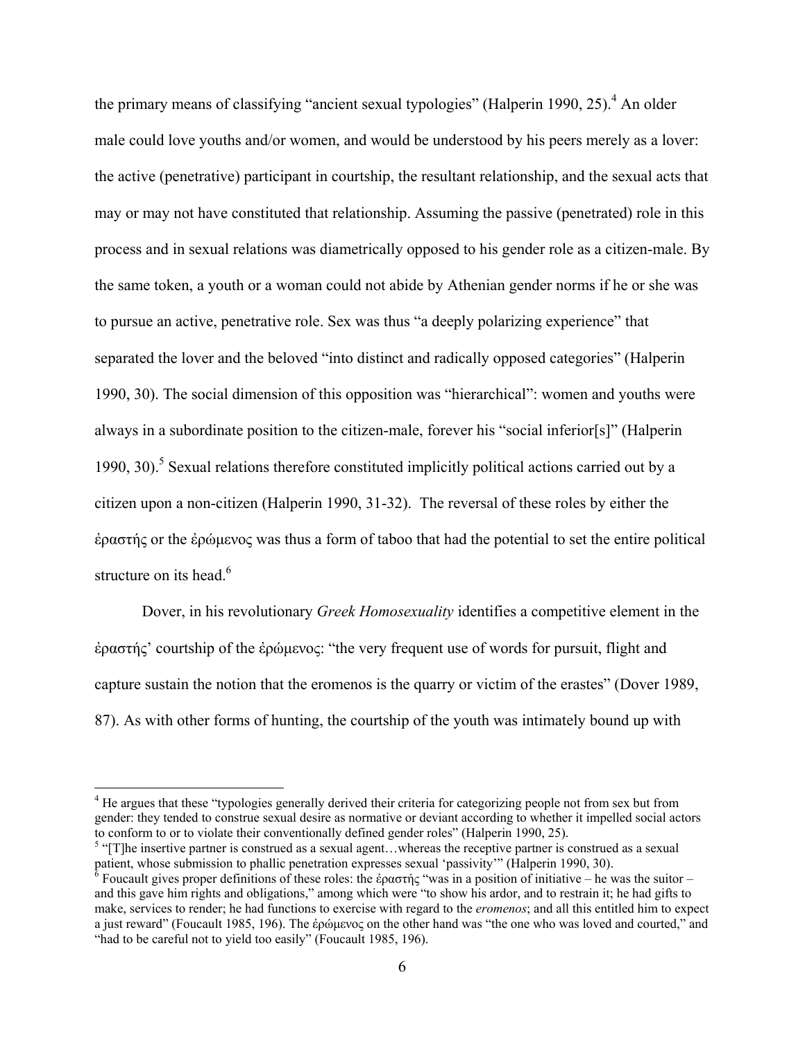the primary means of classifying "ancient sexual typologies" (Halperin 1990, 25).[4] An older male could love youths and/or women, and would be understood by his peers merely as a lover: the active (penetrative) participant in courtship, the resultant relationship, and the sexual acts that may or may not have constituted that relationship. Assuming the passive (penetrated) role in this process and in sexual relations was diametrically opposed to his gender role as a citizen-male. By the same token, a youth or a woman could not abide by Athenian gender norms if he or she was to pursue an active, penetrative role. Sex was thus "a deeply polarizing experience" that separated the lover and the beloved "into distinct and radically opposed categories" (Halperin 1990, 30). The social dimension of this opposition was "hierarchical": women and youths were always in a subordinate position to the citizen-male, forever his "social inferior[s]" (Halperin 1990, 30).[5] Sexual relations therefore constituted implicitly political actions carried out by a citizen upon a non-citizen (Halperin 1990, 31-32). The reversal of these roles by either the ἐραστής or the ἐρώμενος was thus a form of taboo that had the potential to set the entire political structure on its head.[6]

Dover, in his revolutionary *Greek Homosexuality* identifies a competitive element in the ἐραστής' courtship of the ἐρώμενος: "the very frequent use of words for pursuit, flight and capture sustain the notion that the eromenos is the quarry or victim of the erastes" (Dover 1989, 87). As with other forms of hunting, the courtship of the youth was intimately bound up with

---

[4] He argues that these "typologies generally derived their criteria for categorizing people not from sex but from gender: they tended to construe sexual desire as normative or deviant according to whether it impelled social actors to conform to or to violate their conventionally defined gender roles" (Halperin 1990, 25).

[5] "[T]he insertive partner is construed as a sexual agent…whereas the receptive partner is construed as a sexual patient, whose submission to phallic penetration expresses sexual 'passivity'" (Halperin 1990, 30).

[6] Foucault gives proper definitions of these roles: the ἐραστής "was in a position of initiative – he was the suitor – and this gave him rights and obligations," among which were "to show his ardor, and to restrain it; he had gifts to make, services to render; he had functions to exercise with regard to the *eromenos*; and all this entitled him to expect a just reward" (Foucault 1985, 196). The ἐρώμενος on the other hand was "the one who was loved and courted," and "had to be careful not to yield too easily" (Foucault 1985, 196).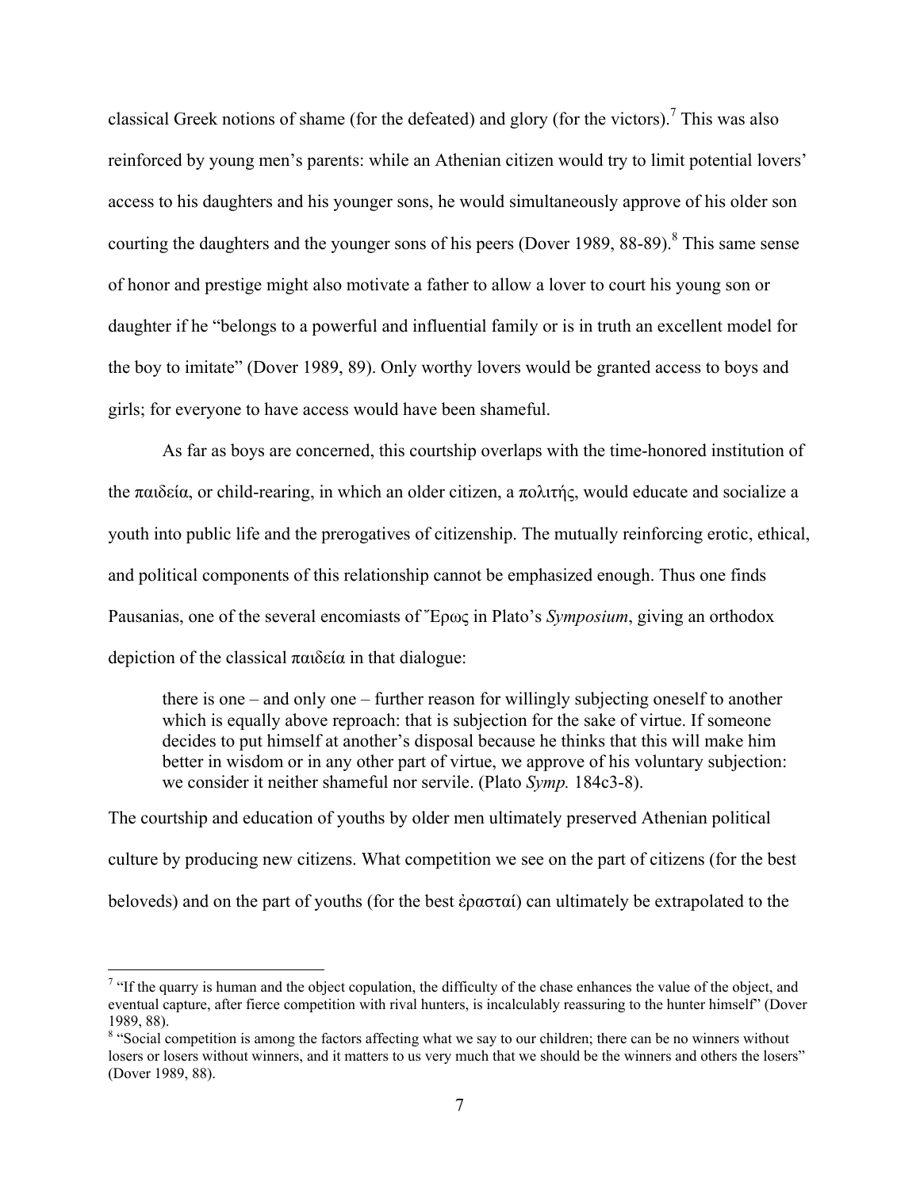classical Greek notions of shame (for the defeated) and glory (for the victors).[7] This was also reinforced by young men's parents: while an Athenian citizen would try to limit potential lovers' access to his daughters and his younger sons, he would simultaneously approve of his older son courting the daughters and the younger sons of his peers (Dover 1989, 88-89).[8] This same sense of honor and prestige might also motivate a father to allow a lover to court his young son or daughter if he "belongs to a powerful and influential family or is in truth an excellent model for the boy to imitate" (Dover 1989, 89). Only worthy lovers would be granted access to boys and girls; for everyone to have access would have been shameful.

As far as boys are concerned, this courtship overlaps with the time-honored institution of the παιδεία, or child-rearing, in which an older citizen, a πολιτής, would educate and socialize a youth into public life and the prerogatives of citizenship. The mutually reinforcing erotic, ethical, and political components of this relationship cannot be emphasized enough. Thus one finds Pausanias, one of the several encomiasts of Ἔρως in Plato's *Symposium*, giving an orthodox depiction of the classical παιδεία in that dialogue:

> there is one – and only one – further reason for willingly subjecting oneself to another which is equally above reproach: that is subjection for the sake of virtue. If someone decides to put himself at another's disposal because he thinks that this will make him better in wisdom or in any other part of virtue, we approve of his voluntary subjection: we consider it neither shameful nor servile. (Plato *Symp.* 184c3-8).

The courtship and education of youths by older men ultimately preserved Athenian political culture by producing new citizens. What competition we see on the part of citizens (for the best beloveds) and on the part of youths (for the best ἐρασταί) can ultimately be extrapolated to the

---

[7] "If the quarry is human and the object copulation, the difficulty of the chase enhances the value of the object, and eventual capture, after fierce competition with rival hunters, is incalculably reassuring to the hunter himself" (Dover 1989, 88).

[8] "Social competition is among the factors affecting what we say to our children; there can be no winners without losers or losers without winners, and it matters to us very much that we should be the winners and others the losers" (Dover 1989, 88).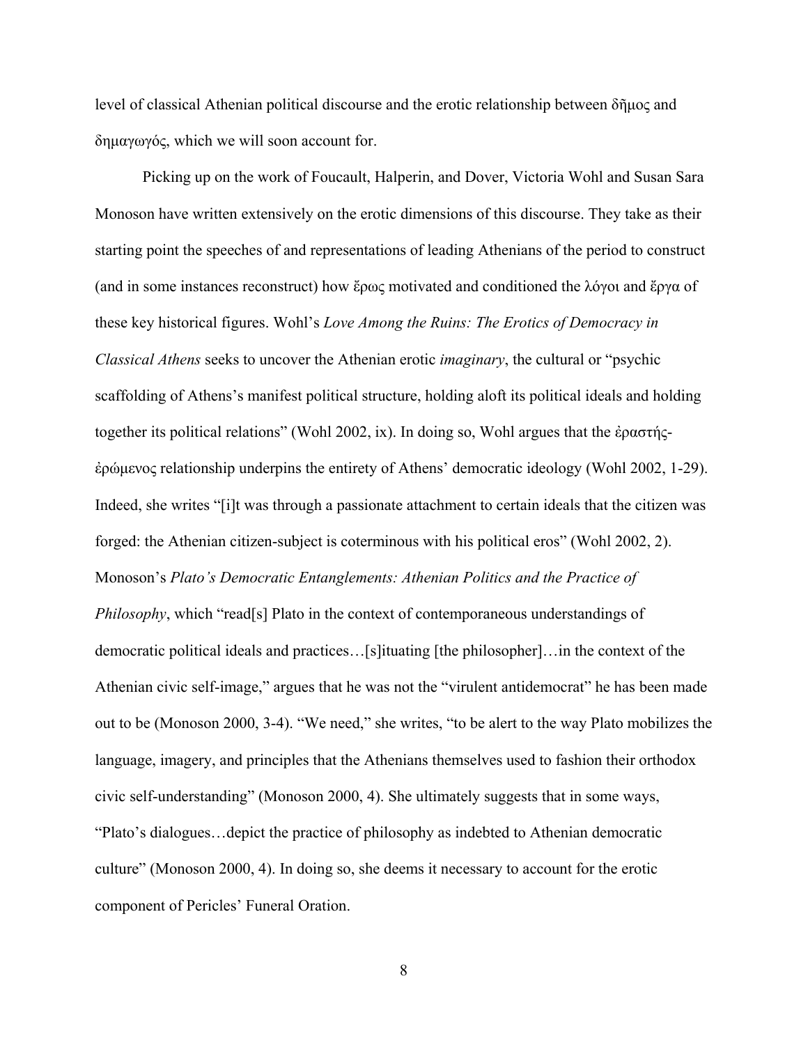level of classical Athenian political discourse and the erotic relationship between δῆμος and δημαγωγός, which we will soon account for.

Picking up on the work of Foucault, Halperin, and Dover, Victoria Wohl and Susan Sara Monoson have written extensively on the erotic dimensions of this discourse. They take as their starting point the speeches of and representations of leading Athenians of the period to construct (and in some instances reconstruct) how ἔρως motivated and conditioned the λόγοι and ἔργα of these key historical figures. Wohl's *Love Among the Ruins: The Erotics of Democracy in Classical Athens* seeks to uncover the Athenian erotic *imaginary*, the cultural or "psychic scaffolding of Athens's manifest political structure, holding aloft its political ideals and holding together its political relations" (Wohl 2002, ix). In doing so, Wohl argues that the ἐραστής-ἐρώμενος relationship underpins the entirety of Athens' democratic ideology (Wohl 2002, 1-29). Indeed, she writes "[i]t was through a passionate attachment to certain ideals that the citizen was forged: the Athenian citizen-subject is coterminous with his political eros" (Wohl 2002, 2). Monoson's *Plato's Democratic Entanglements: Athenian Politics and the Practice of Philosophy*, which "read[s] Plato in the context of contemporaneous understandings of democratic political ideals and practices…[s]ituating [the philosopher]…in the context of the Athenian civic self-image," argues that he was not the "virulent antidemocrat" he has been made out to be (Monoson 2000, 3-4). "We need," she writes, "to be alert to the way Plato mobilizes the language, imagery, and principles that the Athenians themselves used to fashion their orthodox civic self-understanding" (Monoson 2000, 4). She ultimately suggests that in some ways, "Plato's dialogues…depict the practice of philosophy as indebted to Athenian democratic culture" (Monoson 2000, 4). In doing so, she deems it necessary to account for the erotic component of Pericles' Funeral Oration.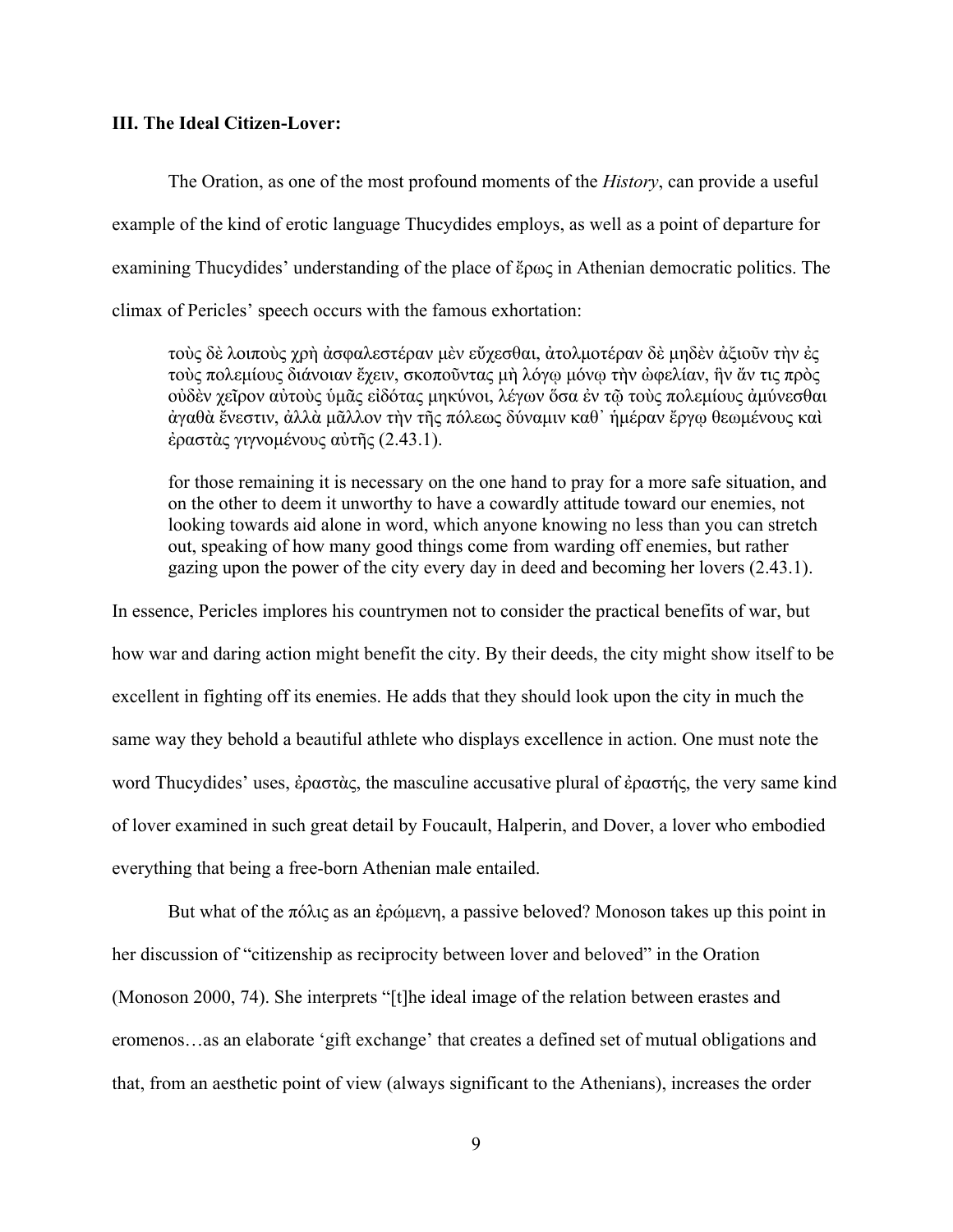**III. The Ideal Citizen-Lover:**

The Oration, as one of the most profound moments of the *History*, can provide a useful example of the kind of erotic language Thucydides employs, as well as a point of departure for examining Thucydides' understanding of the place of ἔρως in Athenian democratic politics. The climax of Pericles' speech occurs with the famous exhortation:

> τοὺς δὲ λοιποὺς χρὴ ἀσφαλεστέραν μὲν εὔχεσθαι, ἀτολμοτέραν δὲ μηδὲν ἀξιοῦν τὴν ἐς τοὺς πολεμίους διάνοιαν ἔχειν, σκοποῦντας μὴ λόγῳ μόνῳ τὴν ὠφελίαν, ἣν ἄν τις πρὸς οὐδὲν χεῖρον αὐτοὺς ὑμᾶς εἰδότας μηκύνοι, λέγων ὅσα ἐν τῷ τοὺς πολεμίους ἀμύνεσθαι ἀγαθὰ ἔνεστιν, ἀλλὰ μᾶλλον τὴν τῆς πόλεως δύναμιν καθ᾽ ἡμέραν ἔργῳ θεωμένους καὶ ἐραστὰς γιγνομένους αὐτῆς (2.43.1).
>
> for those remaining it is necessary on the one hand to pray for a more safe situation, and on the other to deem it unworthy to have a cowardly attitude toward our enemies, not looking towards aid alone in word, which anyone knowing no less than you can stretch out, speaking of how many good things come from warding off enemies, but rather gazing upon the power of the city every day in deed and becoming her lovers (2.43.1).

In essence, Pericles implores his countrymen not to consider the practical benefits of war, but how war and daring action might benefit the city. By their deeds, the city might show itself to be excellent in fighting off its enemies. He adds that they should look upon the city in much the same way they behold a beautiful athlete who displays excellence in action. One must note the word Thucydides' uses, ἐραστὰς, the masculine accusative plural of ἐραστής, the very same kind of lover examined in such great detail by Foucault, Halperin, and Dover, a lover who embodied everything that being a free-born Athenian male entailed.

But what of the πόλις as an ἐρώμενη, a passive beloved? Monoson takes up this point in her discussion of "citizenship as reciprocity between lover and beloved" in the Oration (Monoson 2000, 74). She interprets "[t]he ideal image of the relation between erastes and eromenos…as an elaborate 'gift exchange' that creates a defined set of mutual obligations and that, from an aesthetic point of view (always significant to the Athenians), increases the order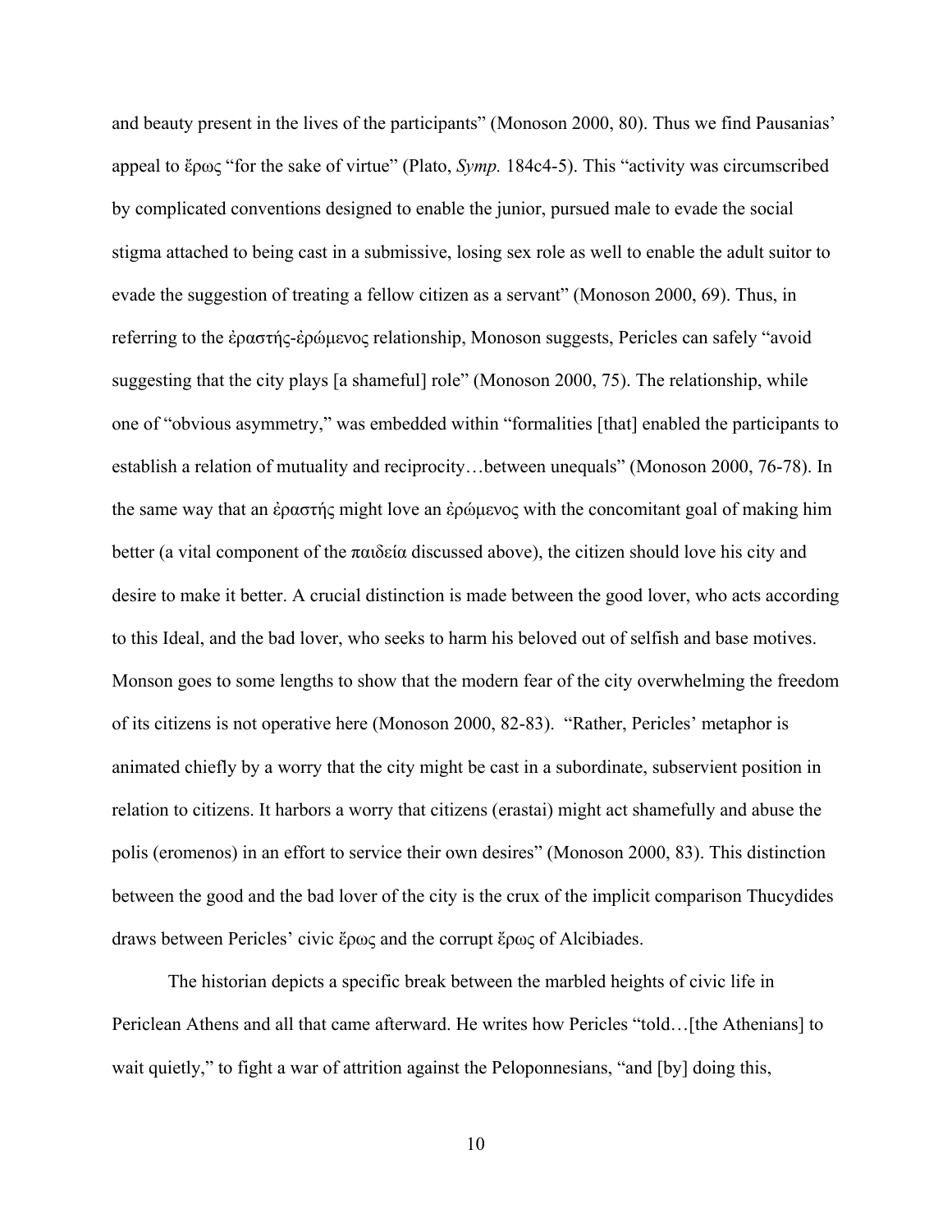and beauty present in the lives of the participants" (Monoson 2000, 80). Thus we find Pausanias' appeal to ἔρως "for the sake of virtue" (Plato, *Symp.* 184c4-5). This "activity was circumscribed by complicated conventions designed to enable the junior, pursued male to evade the social stigma attached to being cast in a submissive, losing sex role as well to enable the adult suitor to evade the suggestion of treating a fellow citizen as a servant" (Monoson 2000, 69). Thus, in referring to the ἐραστής-ἐρώμενος relationship, Monoson suggests, Pericles can safely "avoid suggesting that the city plays [a shameful] role" (Monoson 2000, 75). The relationship, while one of "obvious asymmetry," was embedded within "formalities [that] enabled the participants to establish a relation of mutuality and reciprocity…between unequals" (Monoson 2000, 76-78). In the same way that an ἐραστής might love an ἐρώμενος with the concomitant goal of making him better (a vital component of the παιδεία discussed above), the citizen should love his city and desire to make it better. A crucial distinction is made between the good lover, who acts according to this Ideal, and the bad lover, who seeks to harm his beloved out of selfish and base motives. Monson goes to some lengths to show that the modern fear of the city overwhelming the freedom of its citizens is not operative here (Monoson 2000, 82-83). "Rather, Pericles' metaphor is animated chiefly by a worry that the city might be cast in a subordinate, subservient position in relation to citizens. It harbors a worry that citizens (erastai) might act shamefully and abuse the polis (eromenos) in an effort to service their own desires" (Monoson 2000, 83). This distinction between the good and the bad lover of the city is the crux of the implicit comparison Thucydides draws between Pericles' civic ἔρως and the corrupt ἔρως of Alcibiades.

The historian depicts a specific break between the marbled heights of civic life in Periclean Athens and all that came afterward. He writes how Pericles "told…[the Athenians] to wait quietly," to fight a war of attrition against the Peloponnesians, "and [by] doing this,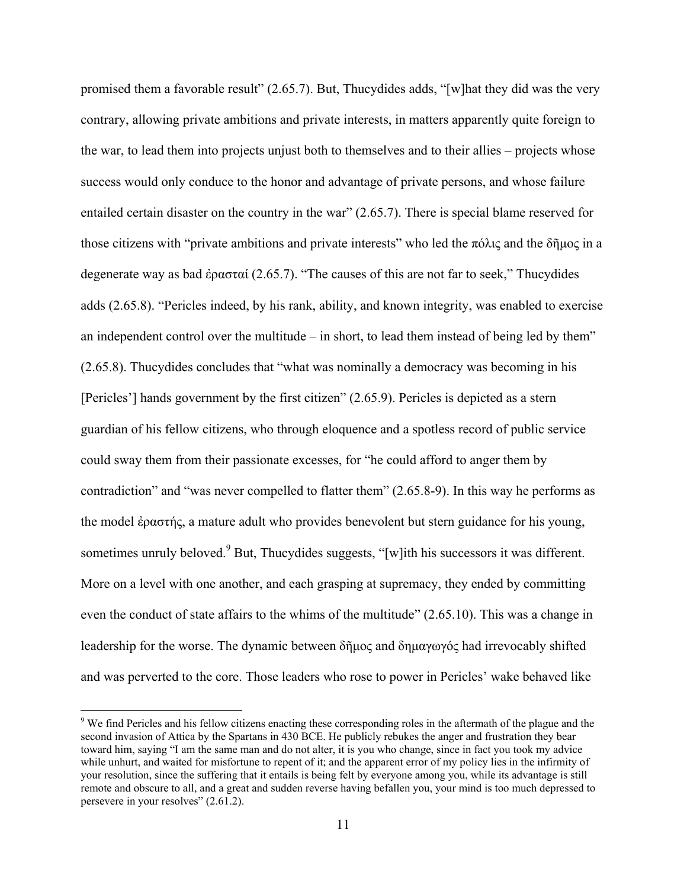promised them a favorable result" (2.65.7). But, Thucydides adds, "[w]hat they did was the very contrary, allowing private ambitions and private interests, in matters apparently quite foreign to the war, to lead them into projects unjust both to themselves and to their allies – projects whose success would only conduce to the honor and advantage of private persons, and whose failure entailed certain disaster on the country in the war" (2.65.7). There is special blame reserved for those citizens with "private ambitions and private interests" who led the πόλις and the δῆμος in a degenerate way as bad ἐρασταί (2.65.7). "The causes of this are not far to seek," Thucydides adds (2.65.8). "Pericles indeed, by his rank, ability, and known integrity, was enabled to exercise an independent control over the multitude – in short, to lead them instead of being led by them" (2.65.8). Thucydides concludes that "what was nominally a democracy was becoming in his [Pericles'] hands government by the first citizen" (2.65.9). Pericles is depicted as a stern guardian of his fellow citizens, who through eloquence and a spotless record of public service could sway them from their passionate excesses, for "he could afford to anger them by contradiction" and "was never compelled to flatter them" (2.65.8-9). In this way he performs as the model ἐραστής, a mature adult who provides benevolent but stern guidance for his young, sometimes unruly beloved.[9] But, Thucydides suggests, "[w]ith his successors it was different. More on a level with one another, and each grasping at supremacy, they ended by committing even the conduct of state affairs to the whims of the multitude" (2.65.10). This was a change in leadership for the worse. The dynamic between δῆμος and δημαγωγός had irrevocably shifted and was perverted to the core. Those leaders who rose to power in Pericles' wake behaved like

[9] We find Pericles and his fellow citizens enacting these corresponding roles in the aftermath of the plague and the second invasion of Attica by the Spartans in 430 BCE. He publicly rebukes the anger and frustration they bear toward him, saying "I am the same man and do not alter, it is you who change, since in fact you took my advice while unhurt, and waited for misfortune to repent of it; and the apparent error of my policy lies in the infirmity of your resolution, since the suffering that it entails is being felt by everyone among you, while its advantage is still remote and obscure to all, and a great and sudden reverse having befallen you, your mind is too much depressed to persevere in your resolves" (2.61.2).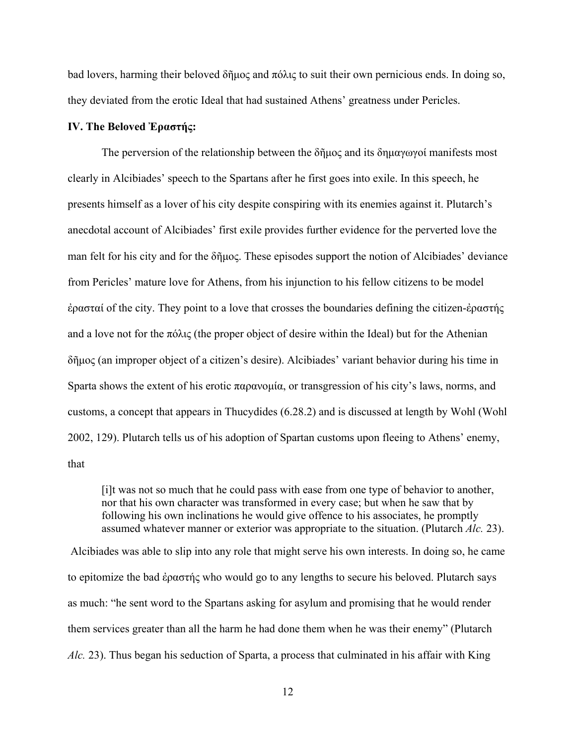bad lovers, harming their beloved δῆμος and πόλις to suit their own pernicious ends. In doing so, they deviated from the erotic Ideal that had sustained Athens' greatness under Pericles.

### IV. The Beloved Ἐραστής:

The perversion of the relationship between the δῆμος and its δημαγωγοί manifests most clearly in Alcibiades' speech to the Spartans after he first goes into exile. In this speech, he presents himself as a lover of his city despite conspiring with its enemies against it. Plutarch's anecdotal account of Alcibiades' first exile provides further evidence for the perverted love the man felt for his city and for the δῆμος. These episodes support the notion of Alcibiades' deviance from Pericles' mature love for Athens, from his injunction to his fellow citizens to be model ἐρασταί of the city. They point to a love that crosses the boundaries defining the citizen-ἐραστής and a love not for the πόλις (the proper object of desire within the Ideal) but for the Athenian δῆμος (an improper object of a citizen's desire). Alcibiades' variant behavior during his time in Sparta shows the extent of his erotic παρανομία, or transgression of his city's laws, norms, and customs, a concept that appears in Thucydides (6.28.2) and is discussed at length by Wohl (Wohl 2002, 129). Plutarch tells us of his adoption of Spartan customs upon fleeing to Athens' enemy, that

> [i]t was not so much that he could pass with ease from one type of behavior to another, nor that his own character was transformed in every case; but when he saw that by following his own inclinations he would give offence to his associates, he promptly assumed whatever manner or exterior was appropriate to the situation. (Plutarch *Alc.* 23).

Alcibiades was able to slip into any role that might serve his own interests. In doing so, he came to epitomize the bad ἐραστής who would go to any lengths to secure his beloved. Plutarch says as much: "he sent word to the Spartans asking for asylum and promising that he would render them services greater than all the harm he had done them when he was their enemy" (Plutarch *Alc.* 23). Thus began his seduction of Sparta, a process that culminated in his affair with King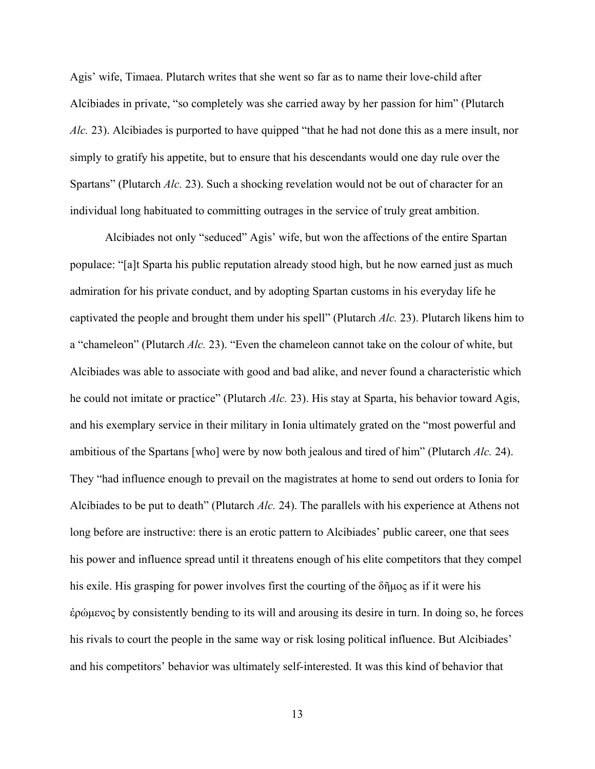Agis' wife, Timaea. Plutarch writes that she went so far as to name their love-child after Alcibiades in private, "so completely was she carried away by her passion for him" (Plutarch *Alc.* 23). Alcibiades is purported to have quipped "that he had not done this as a mere insult, nor simply to gratify his appetite, but to ensure that his descendants would one day rule over the Spartans" (Plutarch *Alc.* 23). Such a shocking revelation would not be out of character for an individual long habituated to committing outrages in the service of truly great ambition.

Alcibiades not only "seduced" Agis' wife, but won the affections of the entire Spartan populace: "[a]t Sparta his public reputation already stood high, but he now earned just as much admiration for his private conduct, and by adopting Spartan customs in his everyday life he captivated the people and brought them under his spell" (Plutarch *Alc.* 23). Plutarch likens him to a "chameleon" (Plutarch *Alc.* 23). "Even the chameleon cannot take on the colour of white, but Alcibiades was able to associate with good and bad alike, and never found a characteristic which he could not imitate or practice" (Plutarch *Alc.* 23). His stay at Sparta, his behavior toward Agis, and his exemplary service in their military in Ionia ultimately grated on the "most powerful and ambitious of the Spartans [who] were by now both jealous and tired of him" (Plutarch *Alc.* 24). They "had influence enough to prevail on the magistrates at home to send out orders to Ionia for Alcibiades to be put to death" (Plutarch *Alc.* 24). The parallels with his experience at Athens not long before are instructive: there is an erotic pattern to Alcibiades' public career, one that sees his power and influence spread until it threatens enough of his elite competitors that they compel his exile. His grasping for power involves first the courting of the δῆμος as if it were his ἐρώμενος by consistently bending to its will and arousing its desire in turn. In doing so, he forces his rivals to court the people in the same way or risk losing political influence. But Alcibiades' and his competitors' behavior was ultimately self-interested. It was this kind of behavior that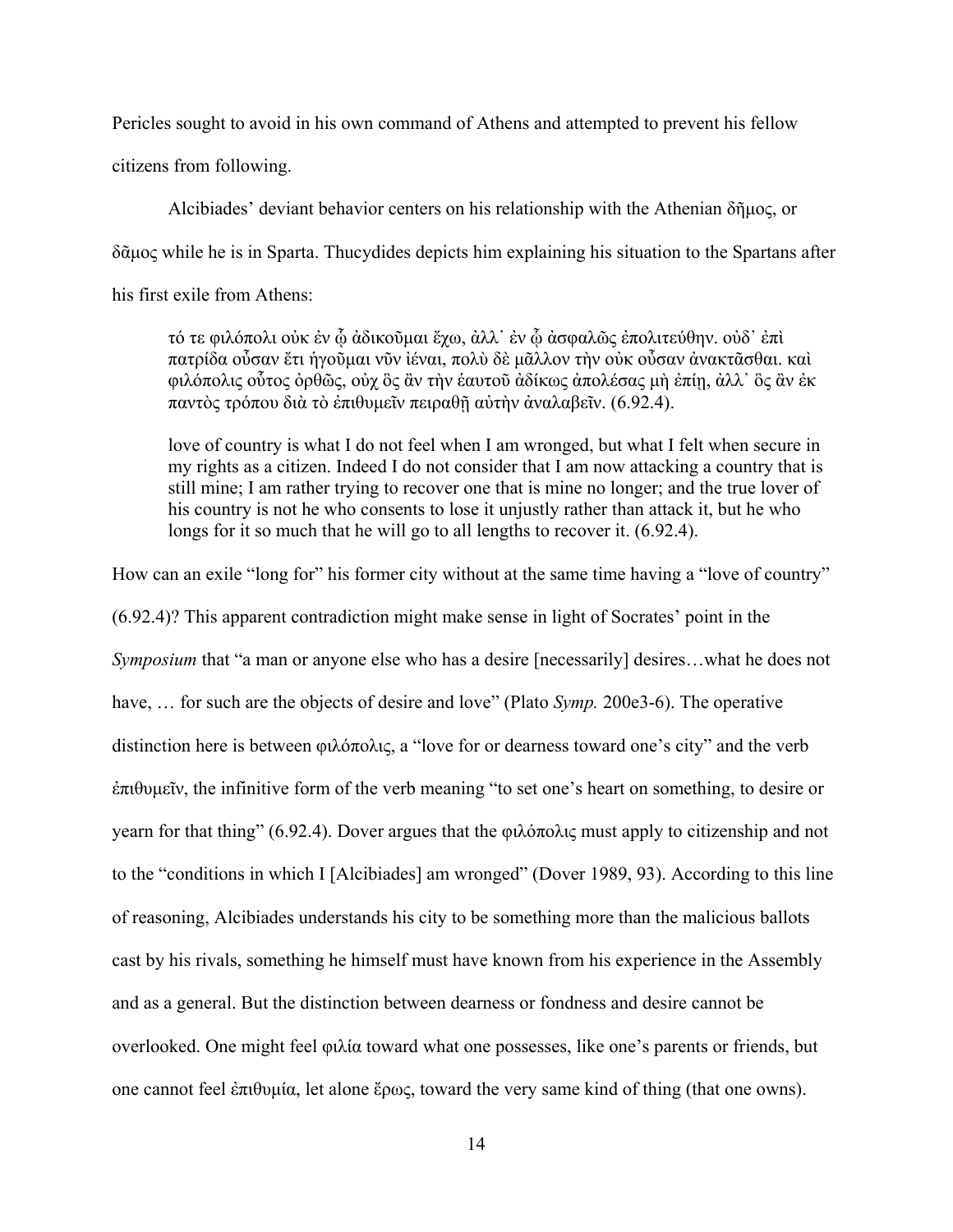Pericles sought to avoid in his own command of Athens and attempted to prevent his fellow citizens from following.

Alcibiades' deviant behavior centers on his relationship with the Athenian δῆμος, or δᾶμος while he is in Sparta. Thucydides depicts him explaining his situation to the Spartans after his first exile from Athens:

> τό τε φιλόπολι οὐκ ἐν ᾧ ἀδικοῦμαι ἔχω, ἀλλ᾽ ἐν ᾧ ἀσφαλῶς ἐπολιτεύθην. οὐδ᾽ ἐπὶ πατρίδα οὖσαν ἔτι ἡγοῦμαι νῦν ἰέναι, πολὺ δὲ μᾶλλον τὴν οὐκ οὖσαν ἀνακτᾶσθαι. καὶ φιλόπολις οὗτος ὀρθῶς, οὐχ ὃς ἂν τὴν ἑαυτοῦ ἀδίκως ἀπολέσας μὴ ἐπίῃ, ἀλλ᾽ ὃς ἂν ἐκ παντὸς τρόπου διὰ τὸ ἐπιθυμεῖν πειραθῇ αὐτὴν ἀναλαβεῖν. (6.92.4).
>
> love of country is what I do not feel when I am wronged, but what I felt when secure in my rights as a citizen. Indeed I do not consider that I am now attacking a country that is still mine; I am rather trying to recover one that is mine no longer; and the true lover of his country is not he who consents to lose it unjustly rather than attack it, but he who longs for it so much that he will go to all lengths to recover it. (6.92.4).

How can an exile "long for" his former city without at the same time having a "love of country" (6.92.4)? This apparent contradiction might make sense in light of Socrates' point in the *Symposium* that "a man or anyone else who has a desire [necessarily] desires…what he does not have, … for such are the objects of desire and love" (Plato *Symp.* 200e3-6). The operative distinction here is between φιλόπολις, a "love for or dearness toward one's city" and the verb ἐπιθυμεῖν, the infinitive form of the verb meaning "to set one's heart on something, to desire or yearn for that thing" (6.92.4). Dover argues that the φιλόπολις must apply to citizenship and not to the "conditions in which I [Alcibiades] am wronged" (Dover 1989, 93). According to this line of reasoning, Alcibiades understands his city to be something more than the malicious ballots cast by his rivals, something he himself must have known from his experience in the Assembly and as a general. But the distinction between dearness or fondness and desire cannot be overlooked. One might feel φιλία toward what one possesses, like one's parents or friends, but one cannot feel ἐπιθυμία, let alone ἔρως, toward the very same kind of thing (that one owns).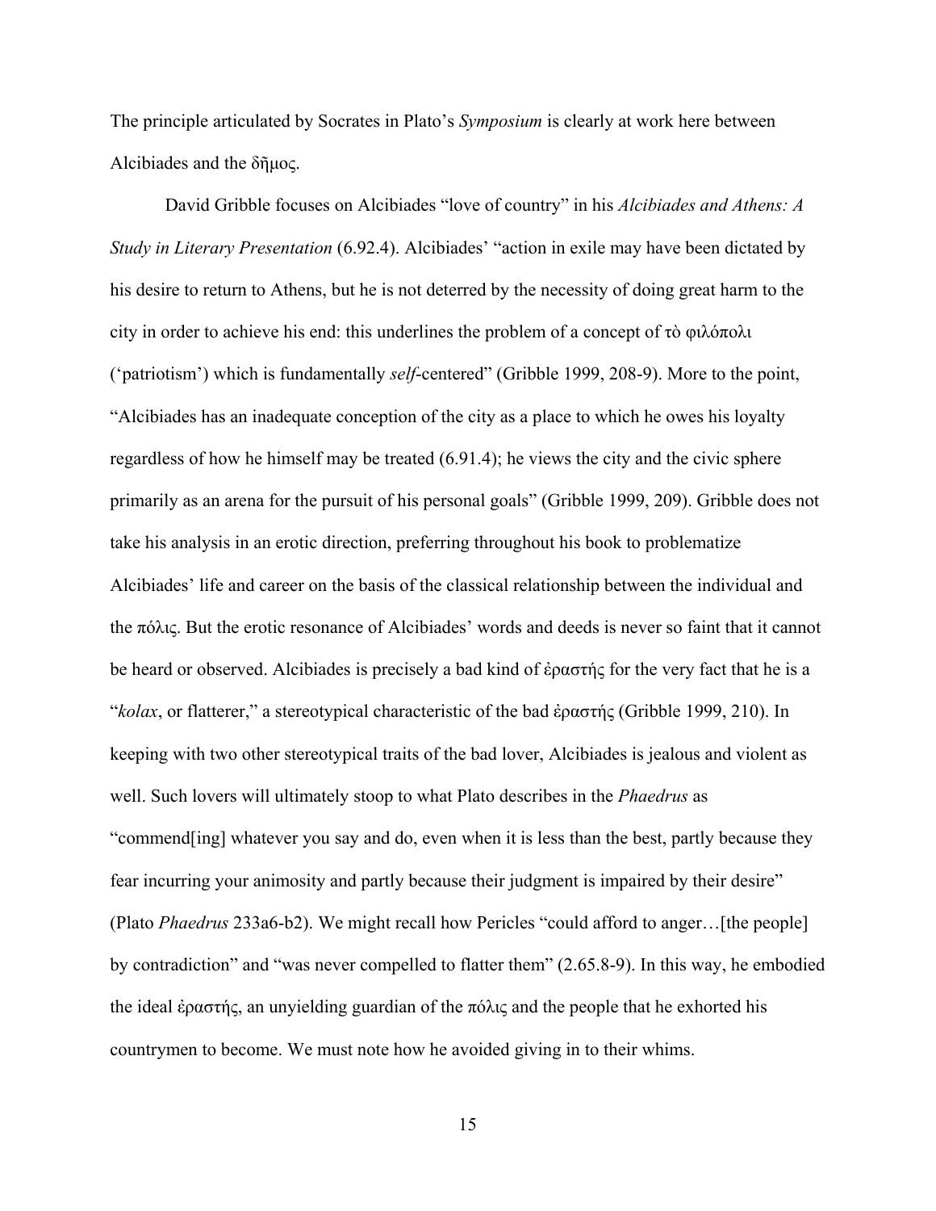The principle articulated by Socrates in Plato's *Symposium* is clearly at work here between Alcibiades and the δῆμος.

David Gribble focuses on Alcibiades "love of country" in his *Alcibiades and Athens: A Study in Literary Presentation* (6.92.4). Alcibiades' "action in exile may have been dictated by his desire to return to Athens, but he is not deterred by the necessity of doing great harm to the city in order to achieve his end: this underlines the problem of a concept of τὸ φιλόπολι ('patriotism') which is fundamentally *self*-centered" (Gribble 1999, 208-9). More to the point, "Alcibiades has an inadequate conception of the city as a place to which he owes his loyalty regardless of how he himself may be treated (6.91.4); he views the city and the civic sphere primarily as an arena for the pursuit of his personal goals" (Gribble 1999, 209). Gribble does not take his analysis in an erotic direction, preferring throughout his book to problematize Alcibiades' life and career on the basis of the classical relationship between the individual and the πόλις. But the erotic resonance of Alcibiades' words and deeds is never so faint that it cannot be heard or observed. Alcibiades is precisely a bad kind of ἐραστής for the very fact that he is a "*kolax*, or flatterer," a stereotypical characteristic of the bad ἐραστής (Gribble 1999, 210). In keeping with two other stereotypical traits of the bad lover, Alcibiades is jealous and violent as well. Such lovers will ultimately stoop to what Plato describes in the *Phaedrus* as "commend[ing] whatever you say and do, even when it is less than the best, partly because they fear incurring your animosity and partly because their judgment is impaired by their desire" (Plato *Phaedrus* 233a6-b2). We might recall how Pericles "could afford to anger…[the people] by contradiction" and "was never compelled to flatter them" (2.65.8-9). In this way, he embodied the ideal ἐραστής, an unyielding guardian of the πόλις and the people that he exhorted his countrymen to become. We must note how he avoided giving in to their whims.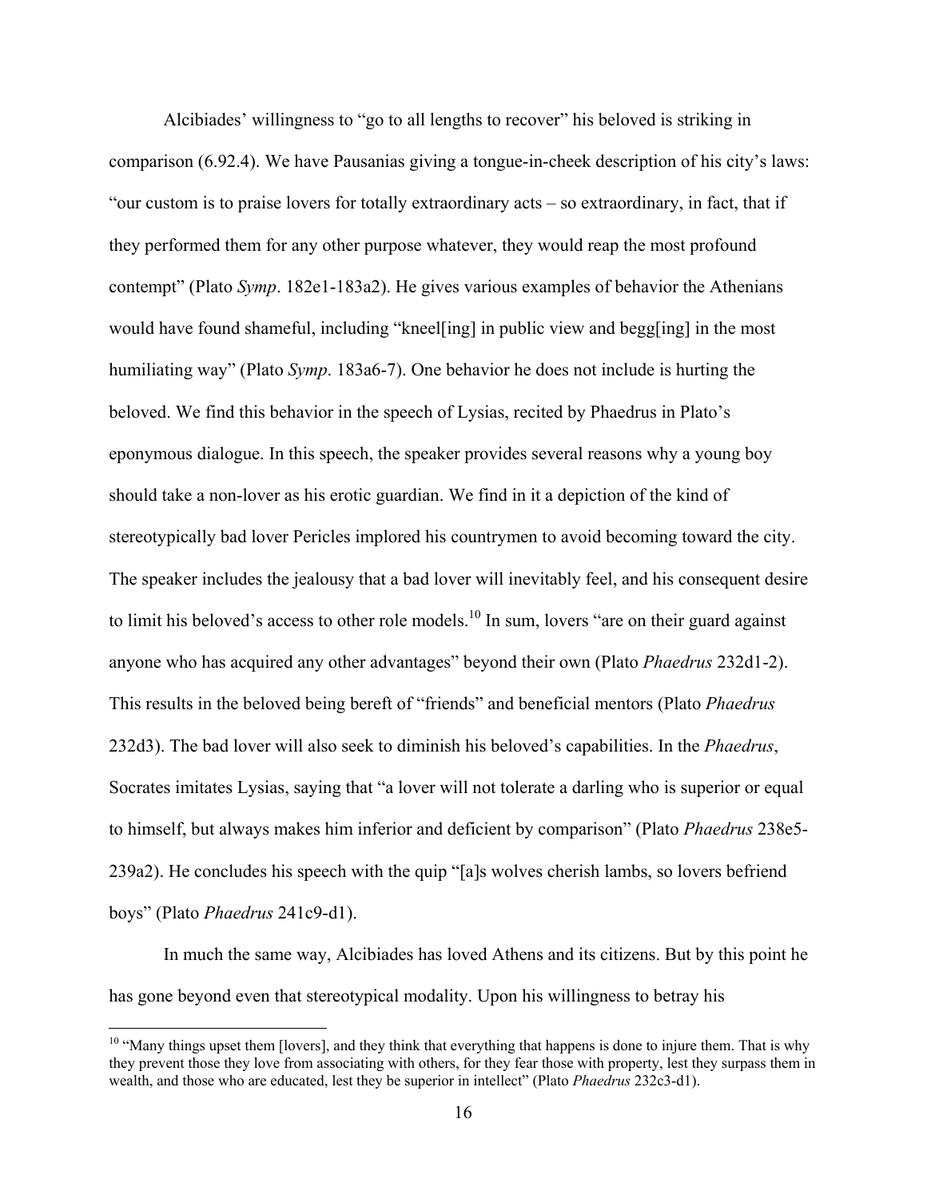Alcibiades' willingness to "go to all lengths to recover" his beloved is striking in comparison (6.92.4). We have Pausanias giving a tongue-in-cheek description of his city's laws: "our custom is to praise lovers for totally extraordinary acts – so extraordinary, in fact, that if they performed them for any other purpose whatever, they would reap the most profound contempt" (Plato *Symp*. 182e1-183a2). He gives various examples of behavior the Athenians would have found shameful, including "kneel[ing] in public view and begg[ing] in the most humiliating way" (Plato *Symp*. 183a6-7). One behavior he does not include is hurting the beloved. We find this behavior in the speech of Lysias, recited by Phaedrus in Plato's eponymous dialogue. In this speech, the speaker provides several reasons why a young boy should take a non-lover as his erotic guardian. We find in it a depiction of the kind of stereotypically bad lover Pericles implored his countrymen to avoid becoming toward the city. The speaker includes the jealousy that a bad lover will inevitably feel, and his consequent desire to limit his beloved's access to other role models.[10] In sum, lovers "are on their guard against anyone who has acquired any other advantages" beyond their own (Plato *Phaedrus* 232d1-2). This results in the beloved being bereft of "friends" and beneficial mentors (Plato *Phaedrus* 232d3). The bad lover will also seek to diminish his beloved's capabilities. In the *Phaedrus*, Socrates imitates Lysias, saying that "a lover will not tolerate a darling who is superior or equal to himself, but always makes him inferior and deficient by comparison" (Plato *Phaedrus* 238e5-239a2). He concludes his speech with the quip "[a]s wolves cherish lambs, so lovers befriend boys" (Plato *Phaedrus* 241c9-d1).

In much the same way, Alcibiades has loved Athens and its citizens. But by this point he has gone beyond even that stereotypical modality. Upon his willingness to betray his

---

[10] "Many things upset them [lovers], and they think that everything that happens is done to injure them. That is why they prevent those they love from associating with others, for they fear those with property, lest they surpass them in wealth, and those who are educated, lest they be superior in intellect" (Plato *Phaedrus* 232c3-d1).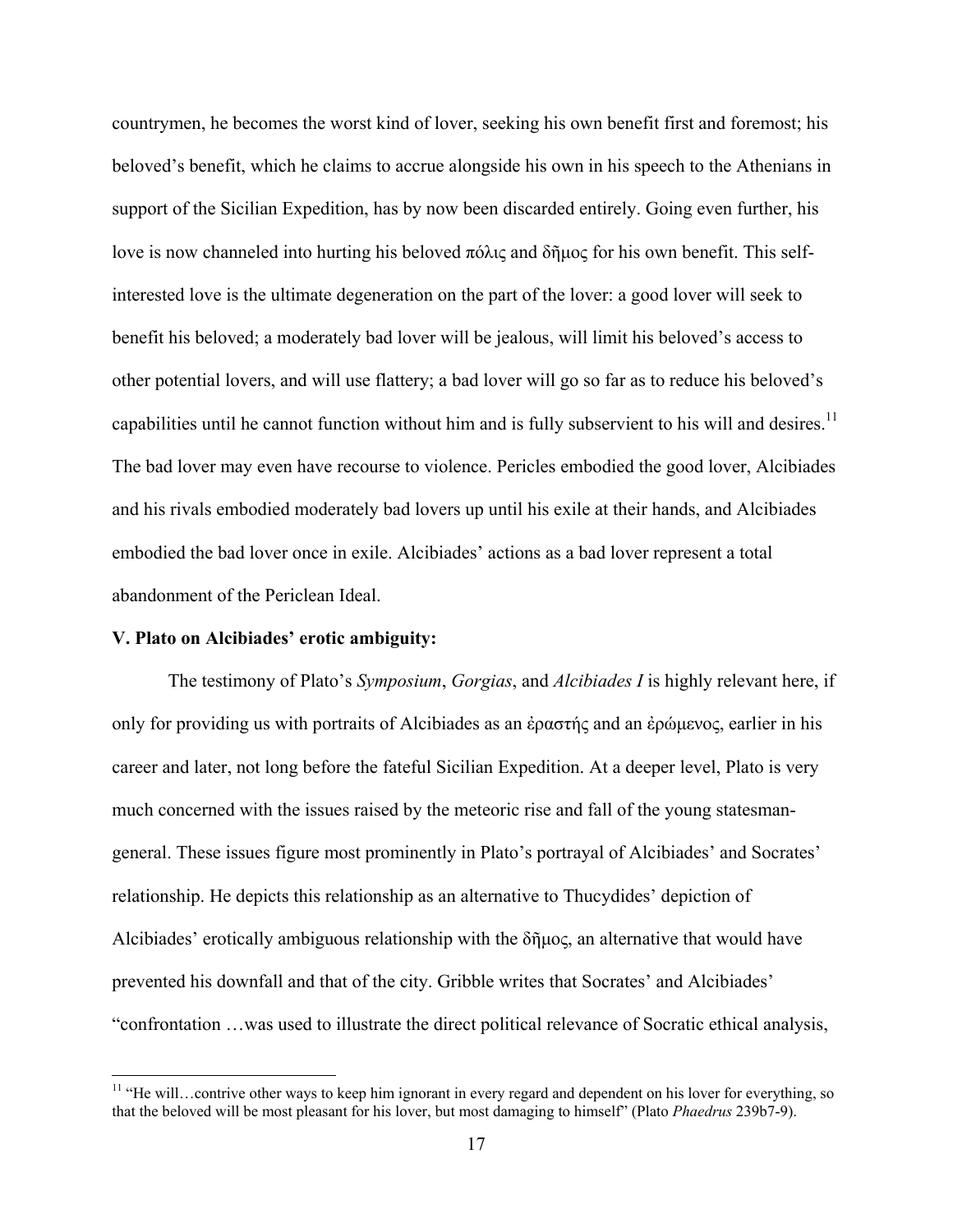countrymen, he becomes the worst kind of lover, seeking his own benefit first and foremost; his beloved's benefit, which he claims to accrue alongside his own in his speech to the Athenians in support of the Sicilian Expedition, has by now been discarded entirely. Going even further, his love is now channeled into hurting his beloved πόλις and δῆμος for his own benefit. This self-interested love is the ultimate degeneration on the part of the lover: a good lover will seek to benefit his beloved; a moderately bad lover will be jealous, will limit his beloved's access to other potential lovers, and will use flattery; a bad lover will go so far as to reduce his beloved's capabilities until he cannot function without him and is fully subservient to his will and desires.[11] The bad lover may even have recourse to violence. Pericles embodied the good lover, Alcibiades and his rivals embodied moderately bad lovers up until his exile at their hands, and Alcibiades embodied the bad lover once in exile. Alcibiades' actions as a bad lover represent a total abandonment of the Periclean Ideal.

**V. Plato on Alcibiades' erotic ambiguity:**

The testimony of Plato's *Symposium*, *Gorgias*, and *Alcibiades I* is highly relevant here, if only for providing us with portraits of Alcibiades as an ἐραστής and an ἐρώμενος, earlier in his career and later, not long before the fateful Sicilian Expedition. At a deeper level, Plato is very much concerned with the issues raised by the meteoric rise and fall of the young statesman-general. These issues figure most prominently in Plato's portrayal of Alcibiades' and Socrates' relationship. He depicts this relationship as an alternative to Thucydides' depiction of Alcibiades' erotically ambiguous relationship with the δῆμος, an alternative that would have prevented his downfall and that of the city. Gribble writes that Socrates' and Alcibiades' "confrontation …was used to illustrate the direct political relevance of Socratic ethical analysis,

[11] "He will…contrive other ways to keep him ignorant in every regard and dependent on his lover for everything, so that the beloved will be most pleasant for his lover, but most damaging to himself" (Plato *Phaedrus* 239b7-9).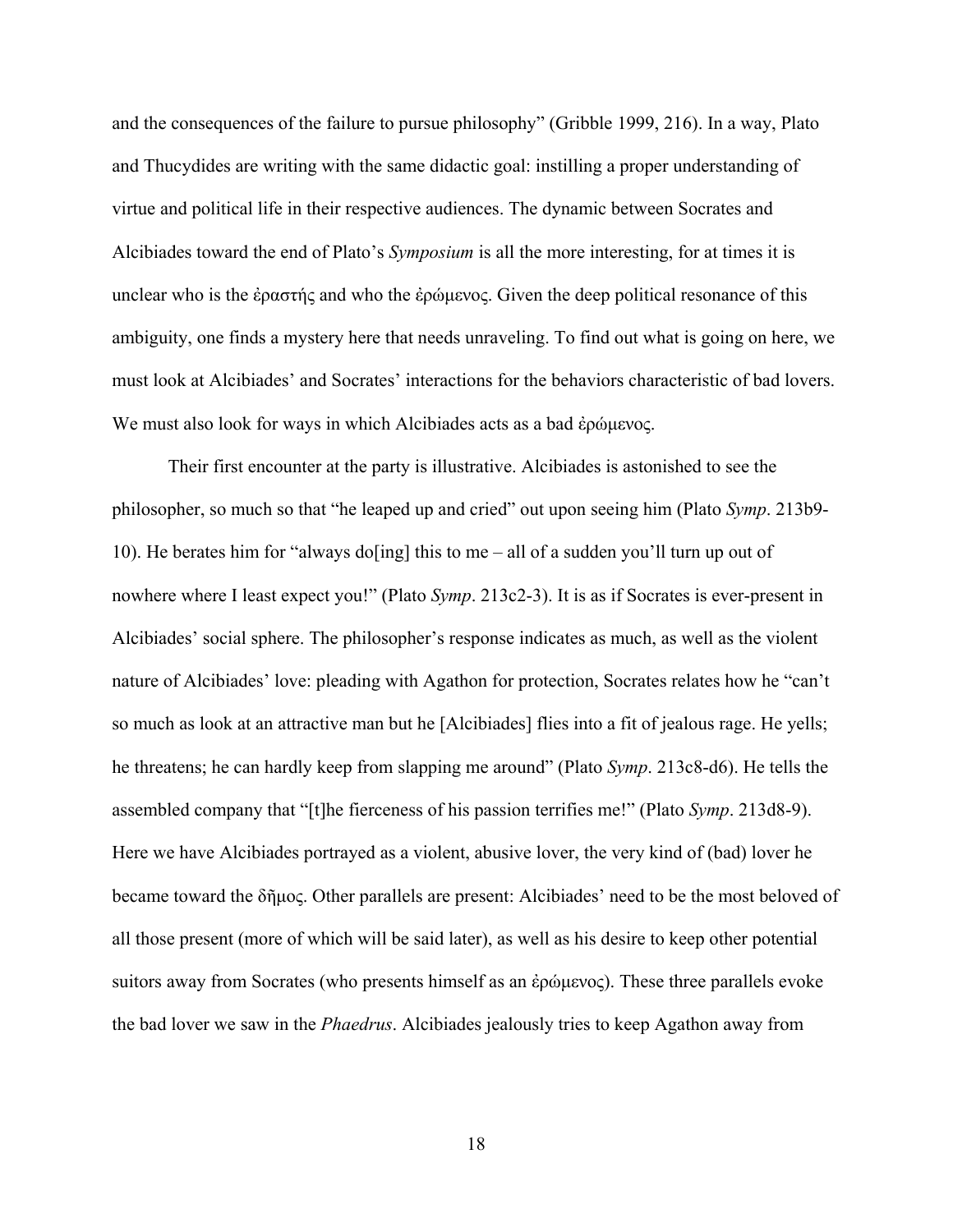and the consequences of the failure to pursue philosophy" (Gribble 1999, 216). In a way, Plato and Thucydides are writing with the same didactic goal: instilling a proper understanding of virtue and political life in their respective audiences. The dynamic between Socrates and Alcibiades toward the end of Plato's *Symposium* is all the more interesting, for at times it is unclear who is the ἐραστής and who the ἐρώμενος. Given the deep political resonance of this ambiguity, one finds a mystery here that needs unraveling. To find out what is going on here, we must look at Alcibiades' and Socrates' interactions for the behaviors characteristic of bad lovers. We must also look for ways in which Alcibiades acts as a bad ἐρώμενος.

Their first encounter at the party is illustrative. Alcibiades is astonished to see the philosopher, so much so that "he leaped up and cried" out upon seeing him (Plato *Symp*. 213b9-10). He berates him for "always do[ing] this to me – all of a sudden you'll turn up out of nowhere where I least expect you!" (Plato *Symp*. 213c2-3). It is as if Socrates is ever-present in Alcibiades' social sphere. The philosopher's response indicates as much, as well as the violent nature of Alcibiades' love: pleading with Agathon for protection, Socrates relates how he "can't so much as look at an attractive man but he [Alcibiades] flies into a fit of jealous rage. He yells; he threatens; he can hardly keep from slapping me around" (Plato *Symp*. 213c8-d6). He tells the assembled company that "[t]he fierceness of his passion terrifies me!" (Plato *Symp*. 213d8-9). Here we have Alcibiades portrayed as a violent, abusive lover, the very kind of (bad) lover he became toward the δῆμος. Other parallels are present: Alcibiades' need to be the most beloved of all those present (more of which will be said later), as well as his desire to keep other potential suitors away from Socrates (who presents himself as an ἐρώμενος). These three parallels evoke the bad lover we saw in the *Phaedrus*. Alcibiades jealously tries to keep Agathon away from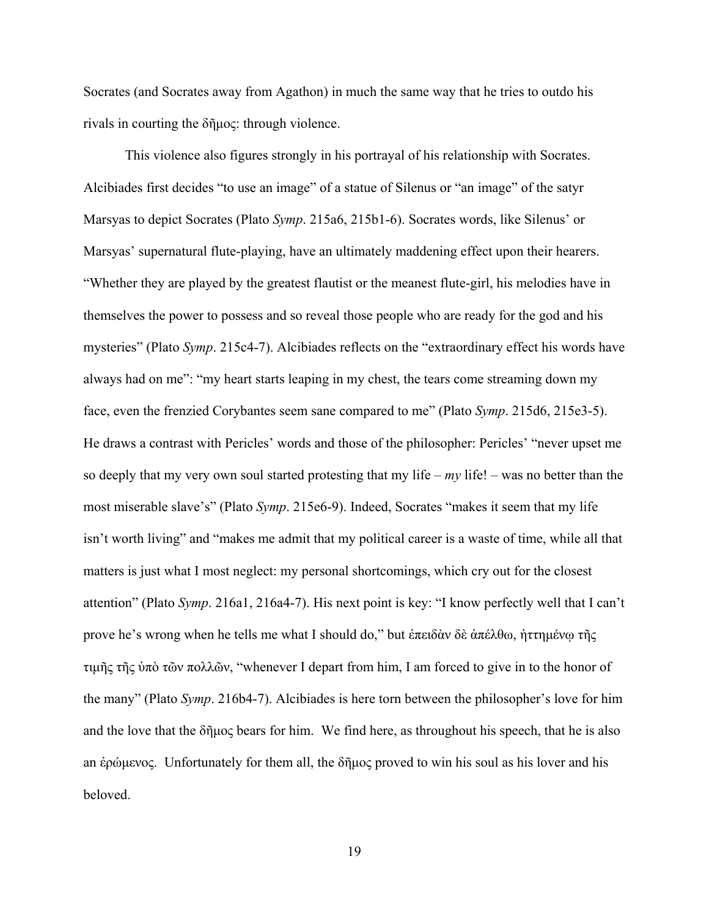Socrates (and Socrates away from Agathon) in much the same way that he tries to outdo his rivals in courting the δῆμος: through violence.

This violence also figures strongly in his portrayal of his relationship with Socrates. Alcibiades first decides "to use an image" of a statue of Silenus or "an image" of the satyr Marsyas to depict Socrates (Plato *Symp*. 215a6, 215b1-6). Socrates words, like Silenus' or Marsyas' supernatural flute-playing, have an ultimately maddening effect upon their hearers. "Whether they are played by the greatest flautist or the meanest flute-girl, his melodies have in themselves the power to possess and so reveal those people who are ready for the god and his mysteries" (Plato *Symp*. 215c4-7). Alcibiades reflects on the "extraordinary effect his words have always had on me": "my heart starts leaping in my chest, the tears come streaming down my face, even the frenzied Corybantes seem sane compared to me" (Plato *Symp*. 215d6, 215e3-5). He draws a contrast with Pericles' words and those of the philosopher: Pericles' "never upset me so deeply that my very own soul started protesting that my life – *my* life! – was no better than the most miserable slave's" (Plato *Symp*. 215e6-9). Indeed, Socrates "makes it seem that my life isn't worth living" and "makes me admit that my political career is a waste of time, while all that matters is just what I most neglect: my personal shortcomings, which cry out for the closest attention" (Plato *Symp*. 216a1, 216a4-7). His next point is key: "I know perfectly well that I can't prove he's wrong when he tells me what I should do," but ἐπειδὰν δὲ ἀπέλθω, ἡττημένῳ τῆς τιμῆς τῆς ὑπὸ τῶν πολλῶν, "whenever I depart from him, I am forced to give in to the honor of the many" (Plato *Symp*. 216b4-7). Alcibiades is here torn between the philosopher's love for him and the love that the δῆμος bears for him. We find here, as throughout his speech, that he is also an ἐρώμενος. Unfortunately for them all, the δῆμος proved to win his soul as his lover and his beloved.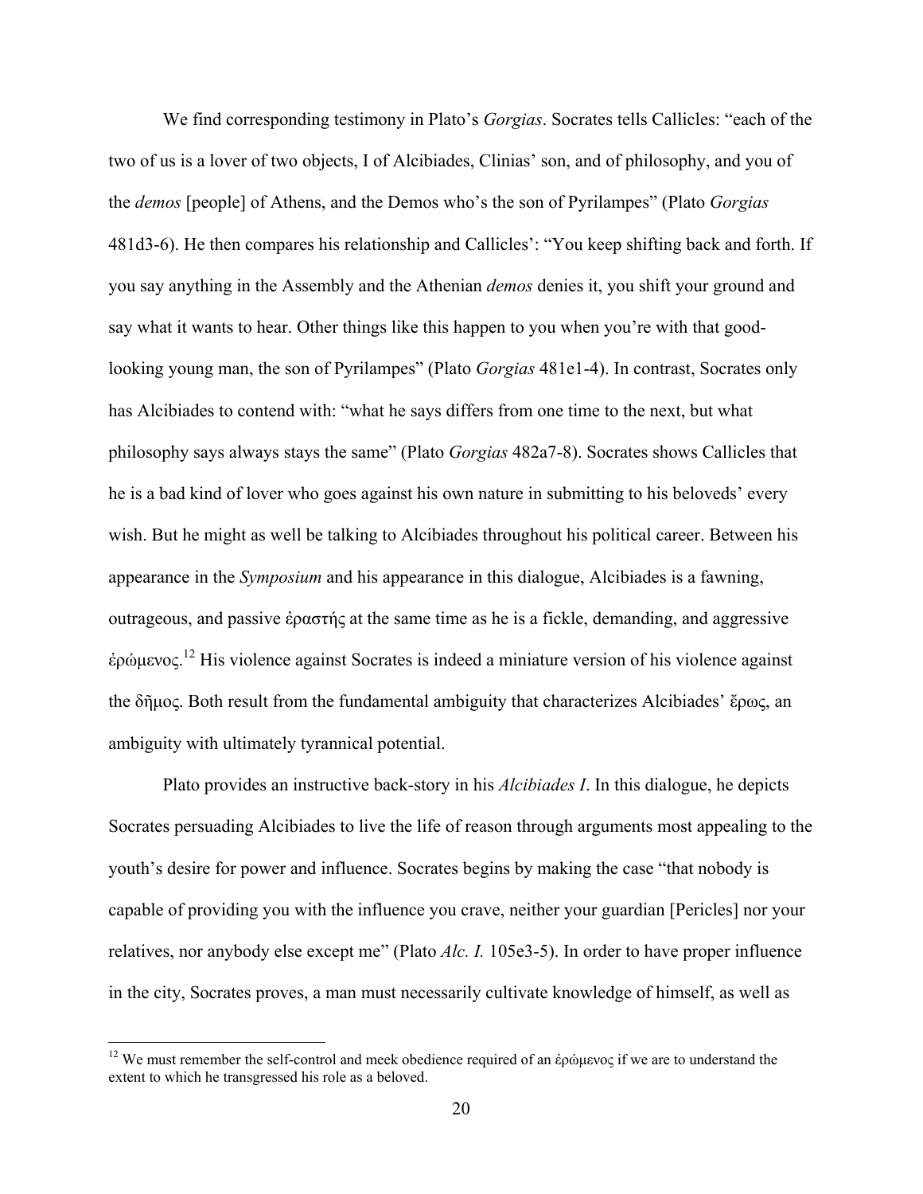We find corresponding testimony in Plato's *Gorgias*. Socrates tells Callicles: "each of the two of us is a lover of two objects, I of Alcibiades, Clinias' son, and of philosophy, and you of the *demos* [people] of Athens, and the Demos who's the son of Pyrilampes" (Plato *Gorgias* 481d3-6). He then compares his relationship and Callicles': "You keep shifting back and forth. If you say anything in the Assembly and the Athenian *demos* denies it, you shift your ground and say what it wants to hear. Other things like this happen to you when you're with that good-looking young man, the son of Pyrilampes" (Plato *Gorgias* 481e1-4). In contrast, Socrates only has Alcibiades to contend with: "what he says differs from one time to the next, but what philosophy says always stays the same" (Plato *Gorgias* 482a7-8). Socrates shows Callicles that he is a bad kind of lover who goes against his own nature in submitting to his beloveds' every wish. But he might as well be talking to Alcibiades throughout his political career. Between his appearance in the *Symposium* and his appearance in this dialogue, Alcibiades is a fawning, outrageous, and passive ἐραστής at the same time as he is a fickle, demanding, and aggressive ἐρώμενος.[12] His violence against Socrates is indeed a miniature version of his violence against the δῆμος. Both result from the fundamental ambiguity that characterizes Alcibiades' ἔρως, an ambiguity with ultimately tyrannical potential.

Plato provides an instructive back-story in his *Alcibiades I*. In this dialogue, he depicts Socrates persuading Alcibiades to live the life of reason through arguments most appealing to the youth's desire for power and influence. Socrates begins by making the case "that nobody is capable of providing you with the influence you crave, neither your guardian [Pericles] nor your relatives, nor anybody else except me" (Plato *Alc. I.* 105e3-5). In order to have proper influence in the city, Socrates proves, a man must necessarily cultivate knowledge of himself, as well as

[12] We must remember the self-control and meek obedience required of an ἐρώμενος if we are to understand the extent to which he transgressed his role as a beloved.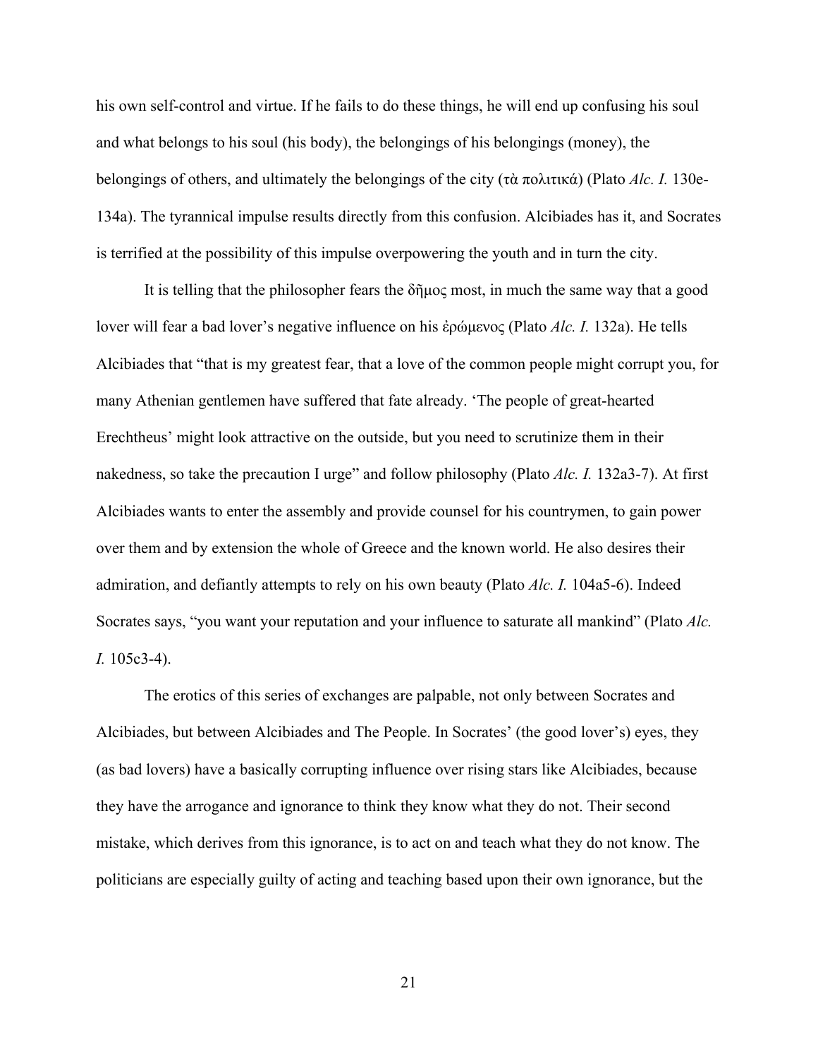his own self-control and virtue. If he fails to do these things, he will end up confusing his soul and what belongs to his soul (his body), the belongings of his belongings (money), the belongings of others, and ultimately the belongings of the city (τὰ πολιτικά) (Plato *Alc. I.* 130e-134a). The tyrannical impulse results directly from this confusion. Alcibiades has it, and Socrates is terrified at the possibility of this impulse overpowering the youth and in turn the city.

It is telling that the philosopher fears the δῆμος most, in much the same way that a good lover will fear a bad lover's negative influence on his ἐρώμενος (Plato *Alc. I.* 132a). He tells Alcibiades that "that is my greatest fear, that a love of the common people might corrupt you, for many Athenian gentlemen have suffered that fate already. 'The people of great-hearted Erechtheus' might look attractive on the outside, but you need to scrutinize them in their nakedness, so take the precaution I urge" and follow philosophy (Plato *Alc. I.* 132a3-7). At first Alcibiades wants to enter the assembly and provide counsel for his countrymen, to gain power over them and by extension the whole of Greece and the known world. He also desires their admiration, and defiantly attempts to rely on his own beauty (Plato *Alc. I.* 104a5-6). Indeed Socrates says, "you want your reputation and your influence to saturate all mankind" (Plato *Alc. I.* 105c3-4).

The erotics of this series of exchanges are palpable, not only between Socrates and Alcibiades, but between Alcibiades and The People. In Socrates' (the good lover's) eyes, they (as bad lovers) have a basically corrupting influence over rising stars like Alcibiades, because they have the arrogance and ignorance to think they know what they do not. Their second mistake, which derives from this ignorance, is to act on and teach what they do not know. The politicians are especially guilty of acting and teaching based upon their own ignorance, but the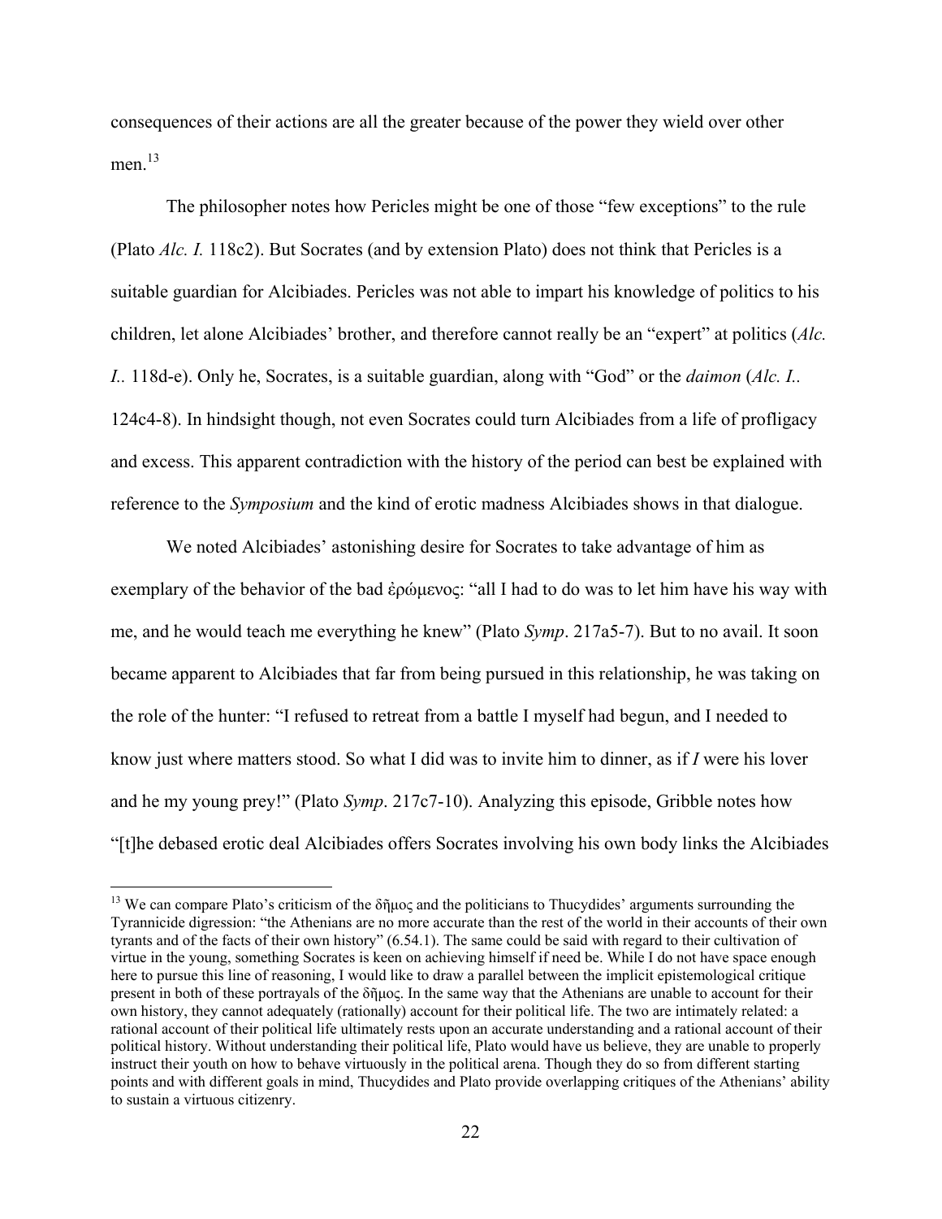consequences of their actions are all the greater because of the power they wield over other men.[13]

The philosopher notes how Pericles might be one of those "few exceptions" to the rule (Plato *Alc. I.* 118c2). But Socrates (and by extension Plato) does not think that Pericles is a suitable guardian for Alcibiades. Pericles was not able to impart his knowledge of politics to his children, let alone Alcibiades' brother, and therefore cannot really be an "expert" at politics (*Alc. I.*. 118d-e). Only he, Socrates, is a suitable guardian, along with "God" or the *daimon* (*Alc. I.*. 124c4-8). In hindsight though, not even Socrates could turn Alcibiades from a life of profligacy and excess. This apparent contradiction with the history of the period can best be explained with reference to the *Symposium* and the kind of erotic madness Alcibiades shows in that dialogue.

We noted Alcibiades' astonishing desire for Socrates to take advantage of him as exemplary of the behavior of the bad ἐρώμενος: "all I had to do was to let him have his way with me, and he would teach me everything he knew" (Plato *Symp*. 217a5-7). But to no avail. It soon became apparent to Alcibiades that far from being pursued in this relationship, he was taking on the role of the hunter: "I refused to retreat from a battle I myself had begun, and I needed to know just where matters stood. So what I did was to invite him to dinner, as if *I* were his lover and he my young prey!" (Plato *Symp*. 217c7-10). Analyzing this episode, Gribble notes how "[t]he debased erotic deal Alcibiades offers Socrates involving his own body links the Alcibiades

---

[13] We can compare Plato's criticism of the δῆμος and the politicians to Thucydides' arguments surrounding the Tyrannicide digression: "the Athenians are no more accurate than the rest of the world in their accounts of their own tyrants and of the facts of their own history" (6.54.1). The same could be said with regard to their cultivation of virtue in the young, something Socrates is keen on achieving himself if need be. While I do not have space enough here to pursue this line of reasoning, I would like to draw a parallel between the implicit epistemological critique present in both of these portrayals of the δῆμος. In the same way that the Athenians are unable to account for their own history, they cannot adequately (rationally) account for their political life. The two are intimately related: a rational account of their political life ultimately rests upon an accurate understanding and a rational account of their political history. Without understanding their political life, Plato would have us believe, they are unable to properly instruct their youth on how to behave virtuously in the political arena. Though they do so from different starting points and with different goals in mind, Thucydides and Plato provide overlapping critiques of the Athenians' ability to sustain a virtuous citizenry.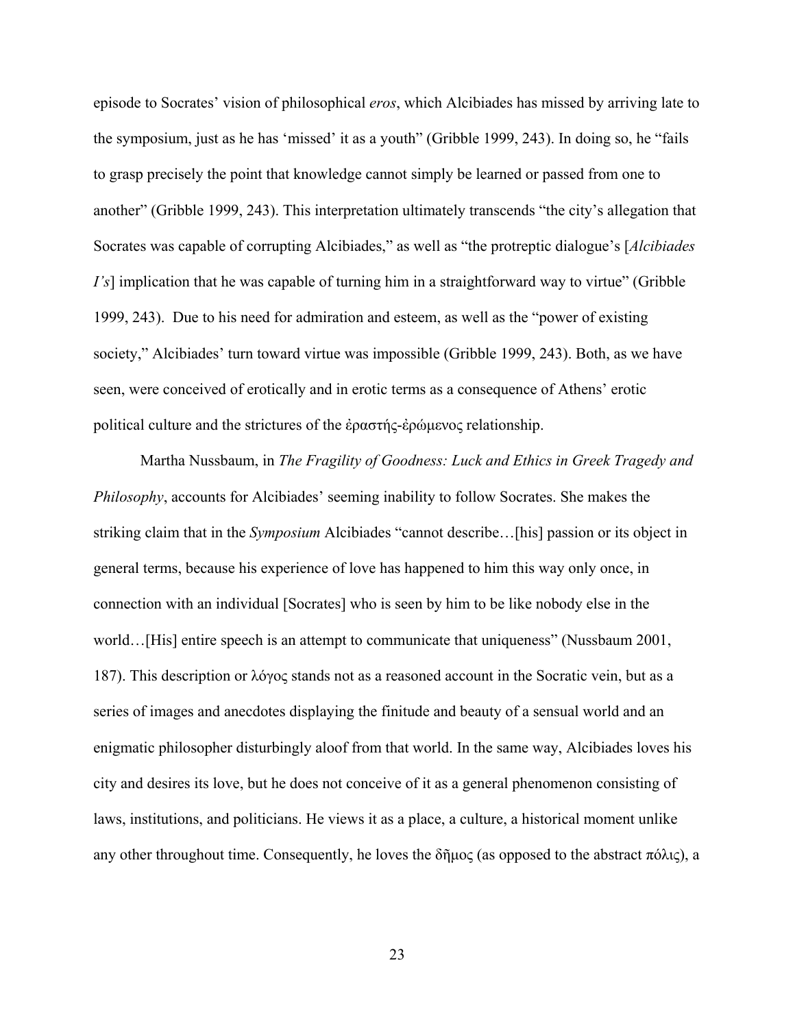episode to Socrates' vision of philosophical *eros*, which Alcibiades has missed by arriving late to the symposium, just as he has 'missed' it as a youth" (Gribble 1999, 243). In doing so, he "fails to grasp precisely the point that knowledge cannot simply be learned or passed from one to another" (Gribble 1999, 243). This interpretation ultimately transcends "the city's allegation that Socrates was capable of corrupting Alcibiades," as well as "the protreptic dialogue's [*Alcibiades I's*] implication that he was capable of turning him in a straightforward way to virtue" (Gribble 1999, 243). Due to his need for admiration and esteem, as well as the "power of existing society," Alcibiades' turn toward virtue was impossible (Gribble 1999, 243). Both, as we have seen, were conceived of erotically and in erotic terms as a consequence of Athens' erotic political culture and the strictures of the ἐραστής-ἐρώμενος relationship.

Martha Nussbaum, in *The Fragility of Goodness: Luck and Ethics in Greek Tragedy and Philosophy*, accounts for Alcibiades' seeming inability to follow Socrates. She makes the striking claim that in the *Symposium* Alcibiades "cannot describe…[his] passion or its object in general terms, because his experience of love has happened to him this way only once, in connection with an individual [Socrates] who is seen by him to be like nobody else in the world…[His] entire speech is an attempt to communicate that uniqueness" (Nussbaum 2001, 187). This description or λόγος stands not as a reasoned account in the Socratic vein, but as a series of images and anecdotes displaying the finitude and beauty of a sensual world and an enigmatic philosopher disturbingly aloof from that world. In the same way, Alcibiades loves his city and desires its love, but he does not conceive of it as a general phenomenon consisting of laws, institutions, and politicians. He views it as a place, a culture, a historical moment unlike any other throughout time. Consequently, he loves the δῆμος (as opposed to the abstract πόλις), a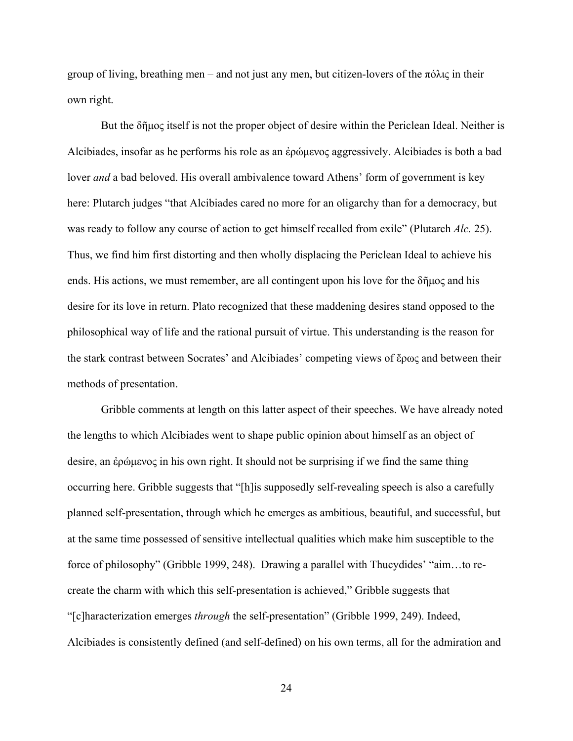group of living, breathing men – and not just any men, but citizen-lovers of the πόλις in their own right.

But the δῆμος itself is not the proper object of desire within the Periclean Ideal. Neither is Alcibiades, insofar as he performs his role as an ἐρώμενος aggressively. Alcibiades is both a bad lover *and* a bad beloved. His overall ambivalence toward Athens' form of government is key here: Plutarch judges "that Alcibiades cared no more for an oligarchy than for a democracy, but was ready to follow any course of action to get himself recalled from exile" (Plutarch *Alc.* 25). Thus, we find him first distorting and then wholly displacing the Periclean Ideal to achieve his ends. His actions, we must remember, are all contingent upon his love for the δῆμος and his desire for its love in return. Plato recognized that these maddening desires stand opposed to the philosophical way of life and the rational pursuit of virtue. This understanding is the reason for the stark contrast between Socrates' and Alcibiades' competing views of ἔρως and between their methods of presentation.

Gribble comments at length on this latter aspect of their speeches. We have already noted the lengths to which Alcibiades went to shape public opinion about himself as an object of desire, an ἐρώμενος in his own right. It should not be surprising if we find the same thing occurring here. Gribble suggests that "[h]is supposedly self-revealing speech is also a carefully planned self-presentation, through which he emerges as ambitious, beautiful, and successful, but at the same time possessed of sensitive intellectual qualities which make him susceptible to the force of philosophy" (Gribble 1999, 248). Drawing a parallel with Thucydides' "aim…to re-create the charm with which this self-presentation is achieved," Gribble suggests that "[c]haracterization emerges *through* the self-presentation" (Gribble 1999, 249). Indeed, Alcibiades is consistently defined (and self-defined) on his own terms, all for the admiration and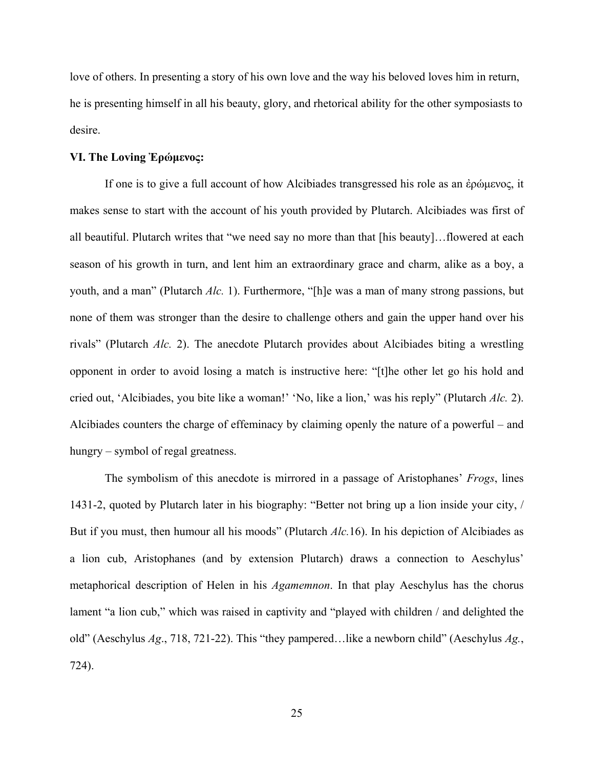love of others. In presenting a story of his own love and the way his beloved loves him in return, he is presenting himself in all his beauty, glory, and rhetorical ability for the other symposiasts to desire.

### VI. The Loving Ἐρώμενος:

If one is to give a full account of how Alcibiades transgressed his role as an ἐρώμενος, it makes sense to start with the account of his youth provided by Plutarch. Alcibiades was first of all beautiful. Plutarch writes that "we need say no more than that [his beauty]…flowered at each season of his growth in turn, and lent him an extraordinary grace and charm, alike as a boy, a youth, and a man" (Plutarch *Alc.* 1). Furthermore, "[h]e was a man of many strong passions, but none of them was stronger than the desire to challenge others and gain the upper hand over his rivals" (Plutarch *Alc.* 2). The anecdote Plutarch provides about Alcibiades biting a wrestling opponent in order to avoid losing a match is instructive here: "[t]he other let go his hold and cried out, 'Alcibiades, you bite like a woman!' 'No, like a lion,' was his reply" (Plutarch *Alc.* 2). Alcibiades counters the charge of effeminacy by claiming openly the nature of a powerful – and hungry – symbol of regal greatness.

The symbolism of this anecdote is mirrored in a passage of Aristophanes' *Frogs*, lines 1431-2, quoted by Plutarch later in his biography: "Better not bring up a lion inside your city, / But if you must, then humour all his moods" (Plutarch *Alc.*16). In his depiction of Alcibiades as a lion cub, Aristophanes (and by extension Plutarch) draws a connection to Aeschylus' metaphorical description of Helen in his *Agamemnon*. In that play Aeschylus has the chorus lament "a lion cub," which was raised in captivity and "played with children / and delighted the old" (Aeschylus *Ag*., 718, 721-22). This "they pampered…like a newborn child" (Aeschylus *Ag.*, 724).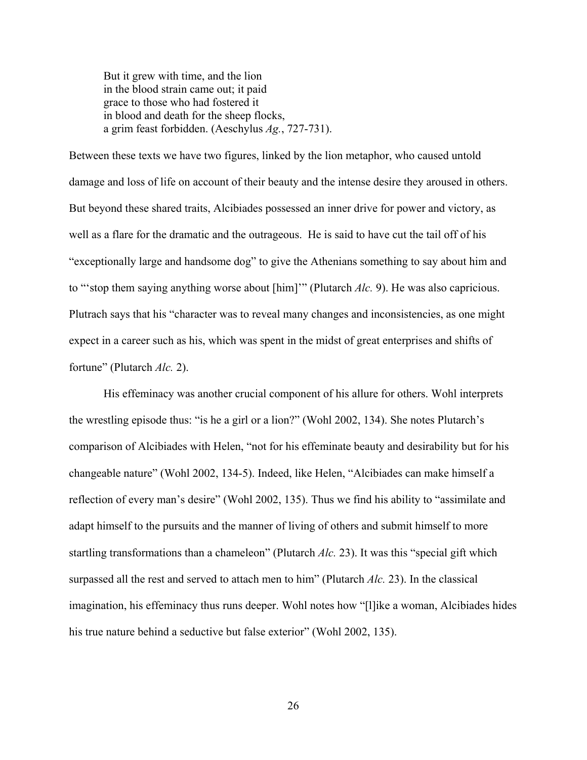> But it grew with time, and the lion
> in the blood strain came out; it paid
> grace to those who had fostered it
> in blood and death for the sheep flocks,
> a grim feast forbidden. (Aeschylus *Ag.*, 727-731).

Between these texts we have two figures, linked by the lion metaphor, who caused untold damage and loss of life on account of their beauty and the intense desire they aroused in others. But beyond these shared traits, Alcibiades possessed an inner drive for power and victory, as well as a flare for the dramatic and the outrageous. He is said to have cut the tail off of his "exceptionally large and handsome dog" to give the Athenians something to say about him and to "'stop them saying anything worse about [him]'" (Plutarch *Alc.* 9). He was also capricious. Plutrach says that his "character was to reveal many changes and inconsistencies, as one might expect in a career such as his, which was spent in the midst of great enterprises and shifts of fortune" (Plutarch *Alc.* 2).

His effeminacy was another crucial component of his allure for others. Wohl interprets the wrestling episode thus: "is he a girl or a lion?" (Wohl 2002, 134). She notes Plutarch's comparison of Alcibiades with Helen, "not for his effeminate beauty and desirability but for his changeable nature" (Wohl 2002, 134-5). Indeed, like Helen, "Alcibiades can make himself a reflection of every man's desire" (Wohl 2002, 135). Thus we find his ability to "assimilate and adapt himself to the pursuits and the manner of living of others and submit himself to more startling transformations than a chameleon" (Plutarch *Alc.* 23). It was this "special gift which surpassed all the rest and served to attach men to him" (Plutarch *Alc.* 23). In the classical imagination, his effeminacy thus runs deeper. Wohl notes how "[l]ike a woman, Alcibiades hides his true nature behind a seductive but false exterior" (Wohl 2002, 135).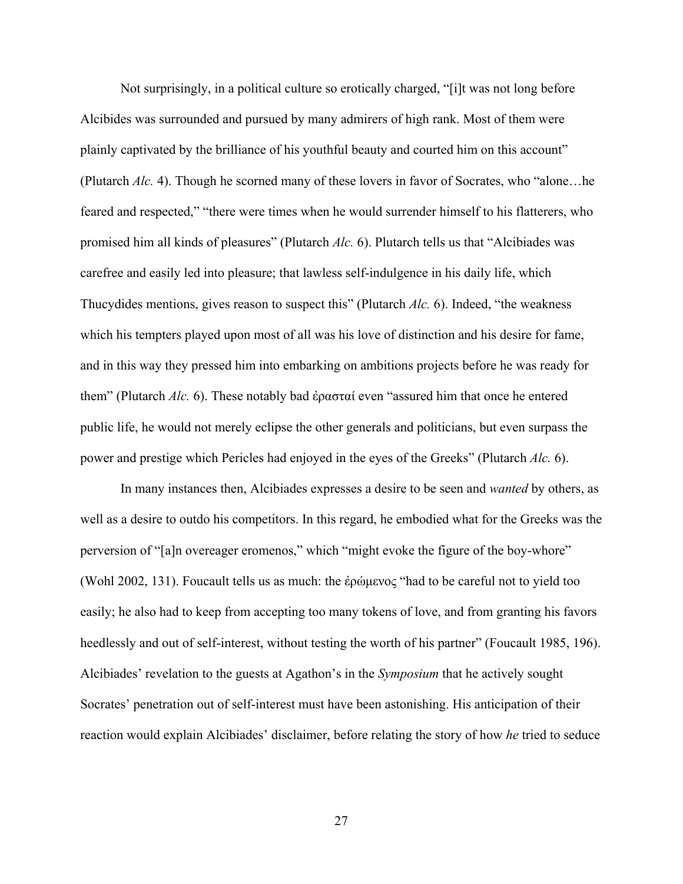Not surprisingly, in a political culture so erotically charged, "[i]t was not long before Alcibides was surrounded and pursued by many admirers of high rank. Most of them were plainly captivated by the brilliance of his youthful beauty and courted him on this account" (Plutarch *Alc.* 4). Though he scorned many of these lovers in favor of Socrates, who "alone…he feared and respected," "there were times when he would surrender himself to his flatterers, who promised him all kinds of pleasures" (Plutarch *Alc.* 6). Plutarch tells us that "Alcibiades was carefree and easily led into pleasure; that lawless self-indulgence in his daily life, which Thucydides mentions, gives reason to suspect this" (Plutarch *Alc.* 6). Indeed, "the weakness which his tempters played upon most of all was his love of distinction and his desire for fame, and in this way they pressed him into embarking on ambitions projects before he was ready for them" (Plutarch *Alc.* 6). These notably bad ἐρασταί even "assured him that once he entered public life, he would not merely eclipse the other generals and politicians, but even surpass the power and prestige which Pericles had enjoyed in the eyes of the Greeks" (Plutarch *Alc.* 6).

In many instances then, Alcibiades expresses a desire to be seen and *wanted* by others, as well as a desire to outdo his competitors. In this regard, he embodied what for the Greeks was the perversion of "[a]n overeager eromenos," which "might evoke the figure of the boy-whore" (Wohl 2002, 131). Foucault tells us as much: the ἐρώμενος "had to be careful not to yield too easily; he also had to keep from accepting too many tokens of love, and from granting his favors heedlessly and out of self-interest, without testing the worth of his partner" (Foucault 1985, 196). Alcibiades' revelation to the guests at Agathon's in the *Symposium* that he actively sought Socrates' penetration out of self-interest must have been astonishing. His anticipation of their reaction would explain Alcibiades' disclaimer, before relating the story of how *he* tried to seduce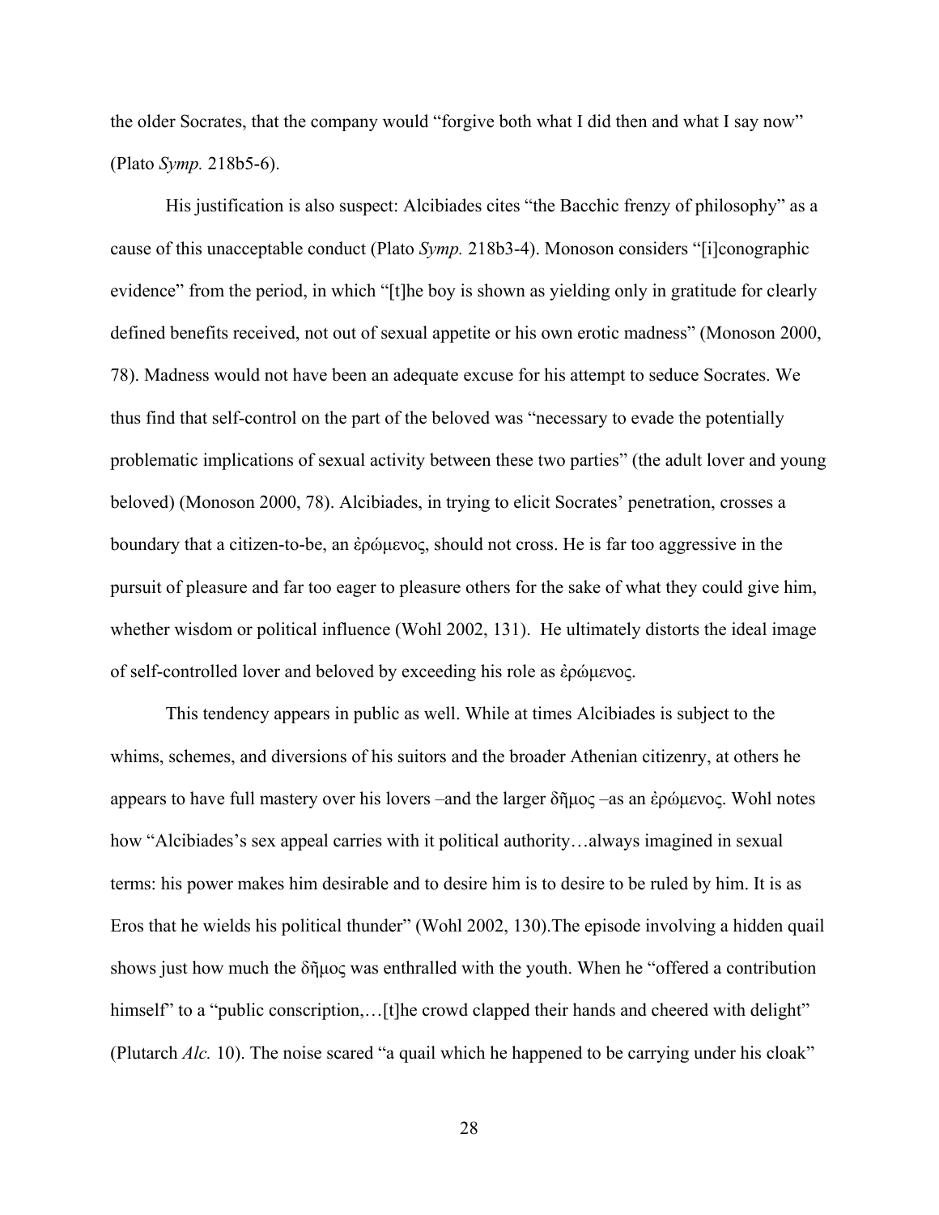the older Socrates, that the company would "forgive both what I did then and what I say now" (Plato *Symp.* 218b5-6).

His justification is also suspect: Alcibiades cites "the Bacchic frenzy of philosophy" as a cause of this unacceptable conduct (Plato *Symp.* 218b3-4). Monoson considers "[i]conographic evidence" from the period, in which "[t]he boy is shown as yielding only in gratitude for clearly defined benefits received, not out of sexual appetite or his own erotic madness" (Monoson 2000, 78). Madness would not have been an adequate excuse for his attempt to seduce Socrates. We thus find that self-control on the part of the beloved was "necessary to evade the potentially problematic implications of sexual activity between these two parties" (the adult lover and young beloved) (Monoson 2000, 78). Alcibiades, in trying to elicit Socrates' penetration, crosses a boundary that a citizen-to-be, an ἐρώμενος, should not cross. He is far too aggressive in the pursuit of pleasure and far too eager to pleasure others for the sake of what they could give him, whether wisdom or political influence (Wohl 2002, 131). He ultimately distorts the ideal image of self-controlled lover and beloved by exceeding his role as ἐρώμενος.

This tendency appears in public as well. While at times Alcibiades is subject to the whims, schemes, and diversions of his suitors and the broader Athenian citizenry, at others he appears to have full mastery over his lovers –and the larger δῆμος –as an ἐρώμενος. Wohl notes how "Alcibiades's sex appeal carries with it political authority…always imagined in sexual terms: his power makes him desirable and to desire him is to desire to be ruled by him. It is as Eros that he wields his political thunder" (Wohl 2002, 130).The episode involving a hidden quail shows just how much the δῆμος was enthralled with the youth. When he "offered a contribution himself" to a "public conscription,…[t]he crowd clapped their hands and cheered with delight" (Plutarch *Alc.* 10). The noise scared "a quail which he happened to be carrying under his cloak"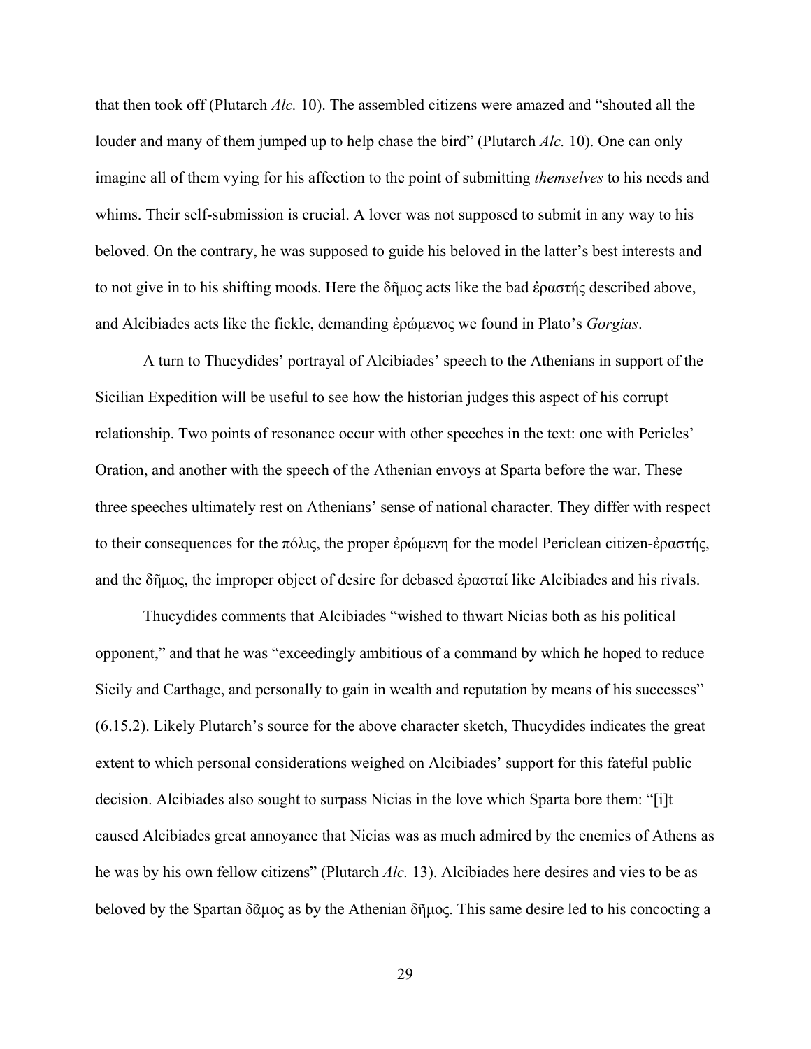that then took off (Plutarch *Alc.* 10). The assembled citizens were amazed and "shouted all the louder and many of them jumped up to help chase the bird" (Plutarch *Alc.* 10). One can only imagine all of them vying for his affection to the point of submitting *themselves* to his needs and whims. Their self-submission is crucial. A lover was not supposed to submit in any way to his beloved. On the contrary, he was supposed to guide his beloved in the latter's best interests and to not give in to his shifting moods. Here the δῆμος acts like the bad ἐραστής described above, and Alcibiades acts like the fickle, demanding ἐρώμενος we found in Plato's *Gorgias*.

A turn to Thucydides' portrayal of Alcibiades' speech to the Athenians in support of the Sicilian Expedition will be useful to see how the historian judges this aspect of his corrupt relationship. Two points of resonance occur with other speeches in the text: one with Pericles' Oration, and another with the speech of the Athenian envoys at Sparta before the war. These three speeches ultimately rest on Athenians' sense of national character. They differ with respect to their consequences for the πόλις, the proper ἐρώμενη for the model Periclean citizen-ἐραστής, and the δῆμος, the improper object of desire for debased ἐρασταί like Alcibiades and his rivals.

Thucydides comments that Alcibiades "wished to thwart Nicias both as his political opponent," and that he was "exceedingly ambitious of a command by which he hoped to reduce Sicily and Carthage, and personally to gain in wealth and reputation by means of his successes" (6.15.2). Likely Plutarch's source for the above character sketch, Thucydides indicates the great extent to which personal considerations weighed on Alcibiades' support for this fateful public decision. Alcibiades also sought to surpass Nicias in the love which Sparta bore them: "[i]t caused Alcibiades great annoyance that Nicias was as much admired by the enemies of Athens as he was by his own fellow citizens" (Plutarch *Alc.* 13). Alcibiades here desires and vies to be as beloved by the Spartan δᾶμος as by the Athenian δῆμος. This same desire led to his concocting a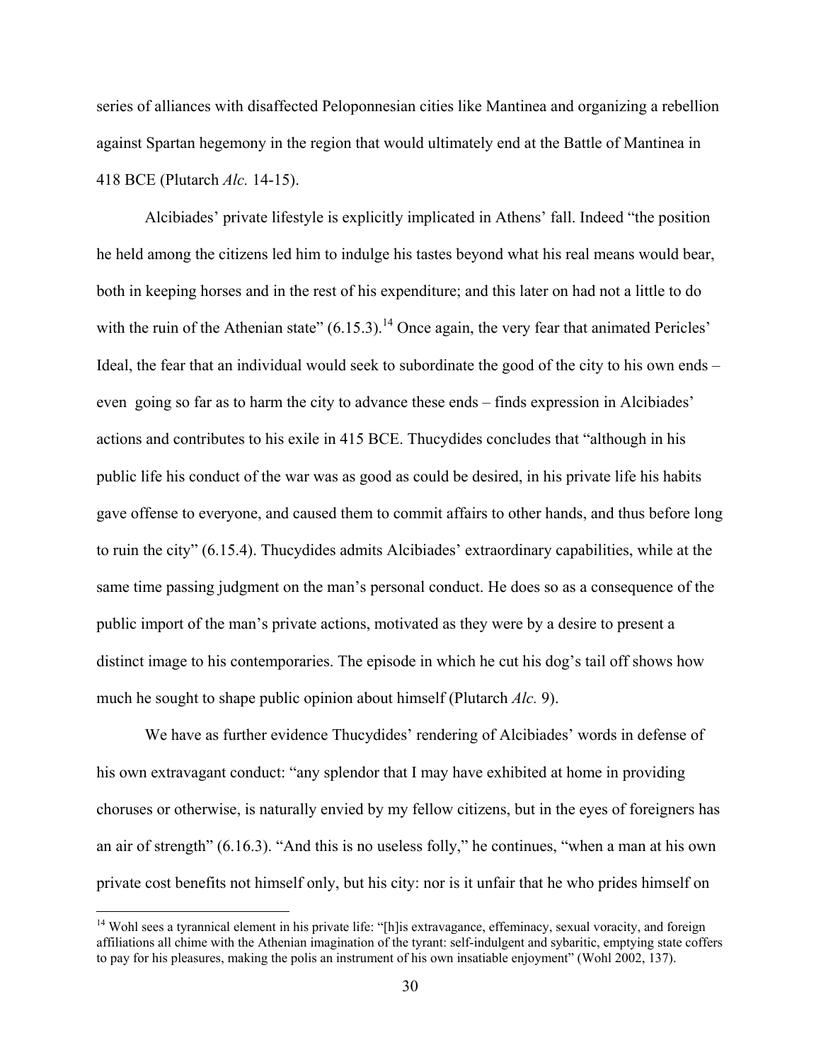series of alliances with disaffected Peloponnesian cities like Mantinea and organizing a rebellion against Spartan hegemony in the region that would ultimately end at the Battle of Mantinea in 418 BCE (Plutarch *Alc.* 14-15).

Alcibiades' private lifestyle is explicitly implicated in Athens' fall. Indeed "the position he held among the citizens led him to indulge his tastes beyond what his real means would bear, both in keeping horses and in the rest of his expenditure; and this later on had not a little to do with the ruin of the Athenian state" (6.15.3).[14] Once again, the very fear that animated Pericles' Ideal, the fear that an individual would seek to subordinate the good of the city to his own ends – even going so far as to harm the city to advance these ends – finds expression in Alcibiades' actions and contributes to his exile in 415 BCE. Thucydides concludes that "although in his public life his conduct of the war was as good as could be desired, in his private life his habits gave offense to everyone, and caused them to commit affairs to other hands, and thus before long to ruin the city" (6.15.4). Thucydides admits Alcibiades' extraordinary capabilities, while at the same time passing judgment on the man's personal conduct. He does so as a consequence of the public import of the man's private actions, motivated as they were by a desire to present a distinct image to his contemporaries. The episode in which he cut his dog's tail off shows how much he sought to shape public opinion about himself (Plutarch *Alc.* 9).

We have as further evidence Thucydides' rendering of Alcibiades' words in defense of his own extravagant conduct: "any splendor that I may have exhibited at home in providing choruses or otherwise, is naturally envied by my fellow citizens, but in the eyes of foreigners has an air of strength" (6.16.3). "And this is no useless folly," he continues, "when a man at his own private cost benefits not himself only, but his city: nor is it unfair that he who prides himself on

---

[14] Wohl sees a tyrannical element in his private life: "[h]is extravagance, effeminacy, sexual voracity, and foreign affiliations all chime with the Athenian imagination of the tyrant: self-indulgent and sybaritic, emptying state coffers to pay for his pleasures, making the polis an instrument of his own insatiable enjoyment" (Wohl 2002, 137).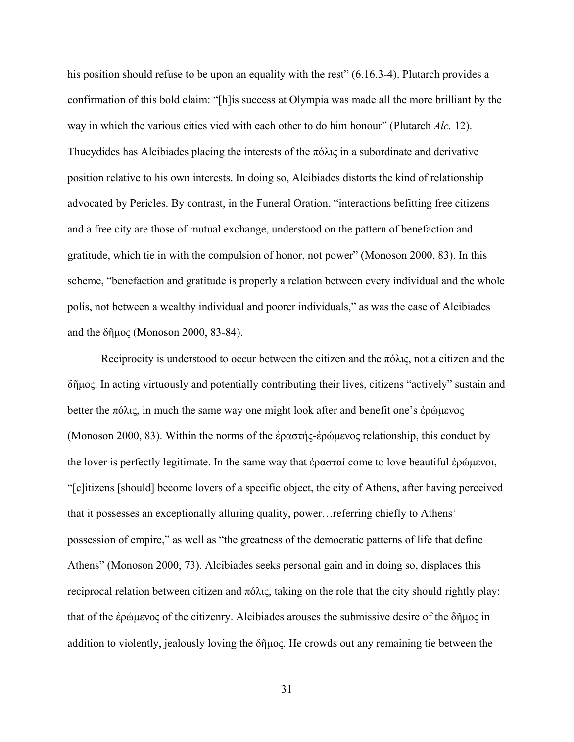his position should refuse to be upon an equality with the rest" (6.16.3-4). Plutarch provides a confirmation of this bold claim: "[h]is success at Olympia was made all the more brilliant by the way in which the various cities vied with each other to do him honour" (Plutarch *Alc.* 12). Thucydides has Alcibiades placing the interests of the πόλις in a subordinate and derivative position relative to his own interests. In doing so, Alcibiades distorts the kind of relationship advocated by Pericles. By contrast, in the Funeral Oration, "interactions befitting free citizens and a free city are those of mutual exchange, understood on the pattern of benefaction and gratitude, which tie in with the compulsion of honor, not power" (Monoson 2000, 83). In this scheme, "benefaction and gratitude is properly a relation between every individual and the whole polis, not between a wealthy individual and poorer individuals," as was the case of Alcibiades and the δῆμος (Monoson 2000, 83-84).

Reciprocity is understood to occur between the citizen and the πόλις, not a citizen and the δῆμος. In acting virtuously and potentially contributing their lives, citizens "actively" sustain and better the πόλις, in much the same way one might look after and benefit one's ἐρώμενος (Monoson 2000, 83). Within the norms of the ἐραστής-ἐρώμενος relationship, this conduct by the lover is perfectly legitimate. In the same way that ἐρασταί come to love beautiful ἐρώμενοι, "[c]itizens [should] become lovers of a specific object, the city of Athens, after having perceived that it possesses an exceptionally alluring quality, power…referring chiefly to Athens' possession of empire," as well as "the greatness of the democratic patterns of life that define Athens" (Monoson 2000, 73). Alcibiades seeks personal gain and in doing so, displaces this reciprocal relation between citizen and πόλις, taking on the role that the city should rightly play: that of the ἐρώμενος of the citizenry. Alcibiades arouses the submissive desire of the δῆμος in addition to violently, jealously loving the δῆμος. He crowds out any remaining tie between the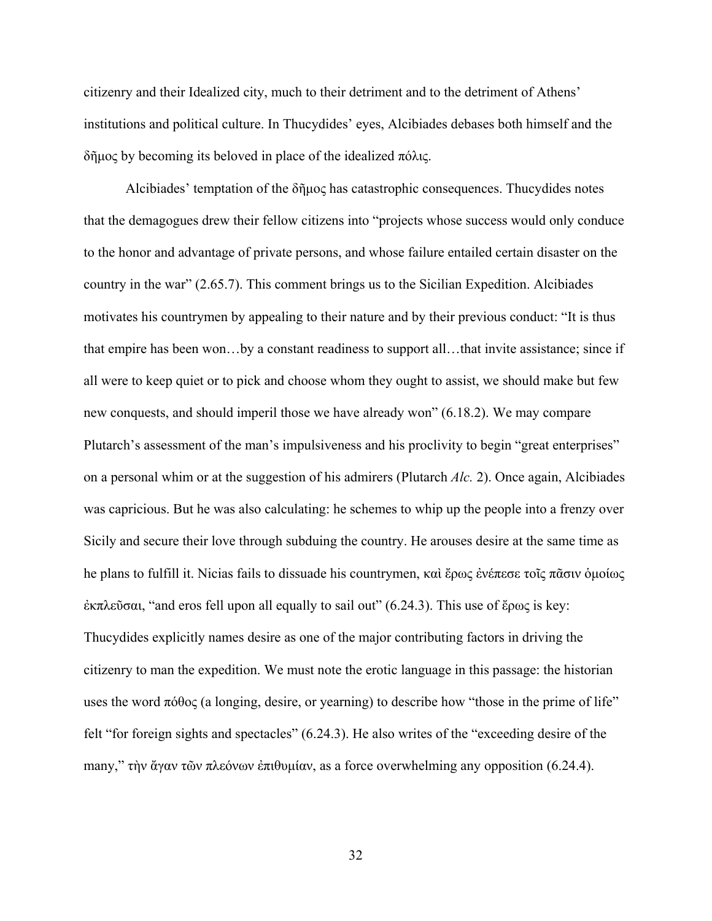citizenry and their Idealized city, much to their detriment and to the detriment of Athens' institutions and political culture. In Thucydides' eyes, Alcibiades debases both himself and the δῆμος by becoming its beloved in place of the idealized πόλις.

Alcibiades' temptation of the δῆμος has catastrophic consequences. Thucydides notes that the demagogues drew their fellow citizens into "projects whose success would only conduce to the honor and advantage of private persons, and whose failure entailed certain disaster on the country in the war" (2.65.7). This comment brings us to the Sicilian Expedition. Alcibiades motivates his countrymen by appealing to their nature and by their previous conduct: "It is thus that empire has been won…by a constant readiness to support all…that invite assistance; since if all were to keep quiet or to pick and choose whom they ought to assist, we should make but few new conquests, and should imperil those we have already won" (6.18.2). We may compare Plutarch's assessment of the man's impulsiveness and his proclivity to begin "great enterprises" on a personal whim or at the suggestion of his admirers (Plutarch *Alc.* 2). Once again, Alcibiades was capricious. But he was also calculating: he schemes to whip up the people into a frenzy over Sicily and secure their love through subduing the country. He arouses desire at the same time as he plans to fulfill it. Nicias fails to dissuade his countrymen, καὶ ἔρως ἐνέπεσε τοῖς πᾶσιν ὁμοίως ἐκπλεῦσαι, "and eros fell upon all equally to sail out" (6.24.3). This use of ἔρως is key: Thucydides explicitly names desire as one of the major contributing factors in driving the citizenry to man the expedition. We must note the erotic language in this passage: the historian uses the word πόθος (a longing, desire, or yearning) to describe how "those in the prime of life" felt "for foreign sights and spectacles" (6.24.3). He also writes of the "exceeding desire of the many," τὴν ἄγαν τῶν πλεόνων ἐπιθυμίαν, as a force overwhelming any opposition (6.24.4).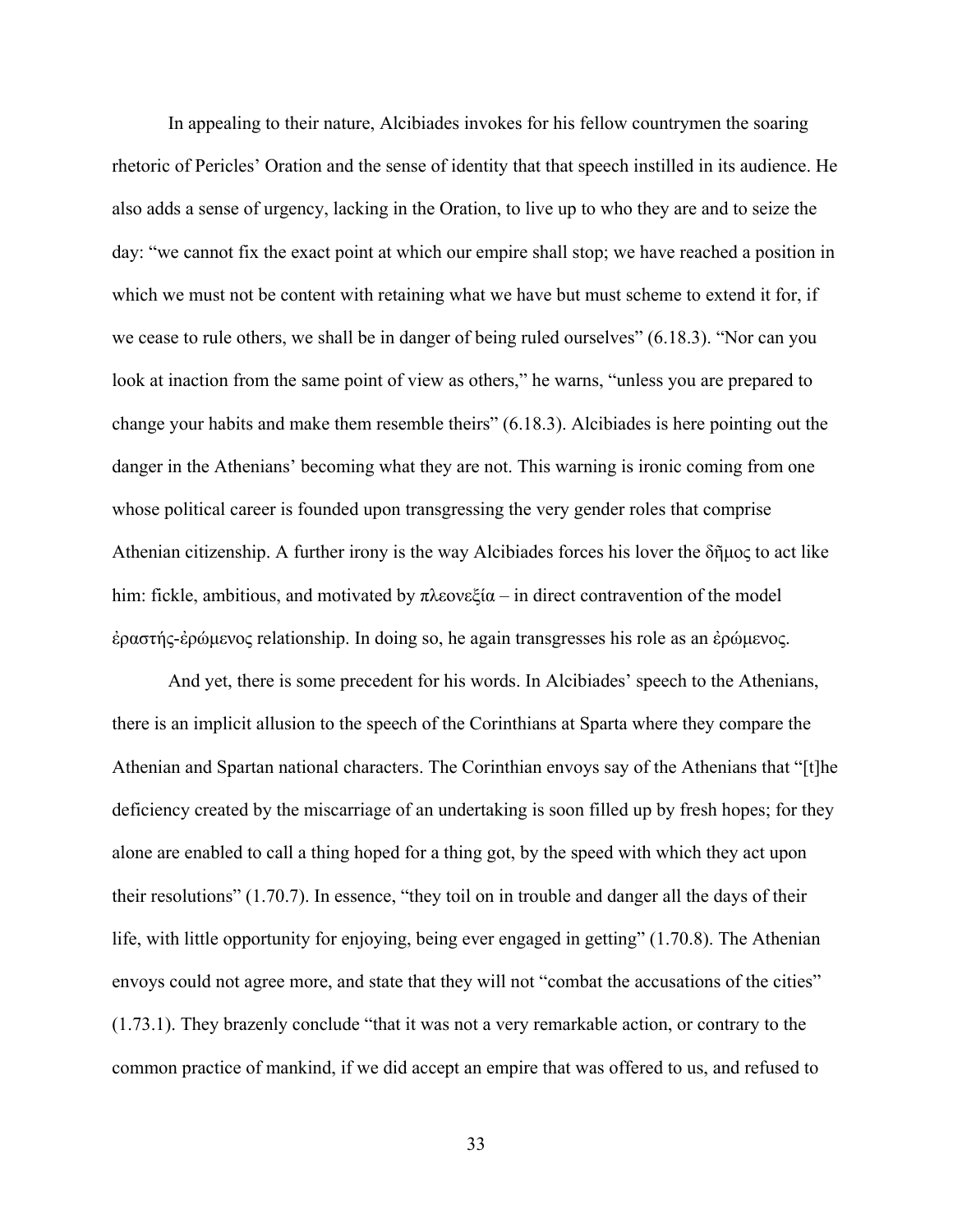In appealing to their nature, Alcibiades invokes for his fellow countrymen the soaring rhetoric of Pericles' Oration and the sense of identity that that speech instilled in its audience. He also adds a sense of urgency, lacking in the Oration, to live up to who they are and to seize the day: "we cannot fix the exact point at which our empire shall stop; we have reached a position in which we must not be content with retaining what we have but must scheme to extend it for, if we cease to rule others, we shall be in danger of being ruled ourselves" (6.18.3). "Nor can you look at inaction from the same point of view as others," he warns, "unless you are prepared to change your habits and make them resemble theirs" (6.18.3). Alcibiades is here pointing out the danger in the Athenians' becoming what they are not. This warning is ironic coming from one whose political career is founded upon transgressing the very gender roles that comprise Athenian citizenship. A further irony is the way Alcibiades forces his lover the δῆμος to act like him: fickle, ambitious, and motivated by πλεονεξία – in direct contravention of the model ἐραστής-ἐρώμενος relationship. In doing so, he again transgresses his role as an ἐρώμενος.

And yet, there is some precedent for his words. In Alcibiades' speech to the Athenians, there is an implicit allusion to the speech of the Corinthians at Sparta where they compare the Athenian and Spartan national characters. The Corinthian envoys say of the Athenians that "[t]he deficiency created by the miscarriage of an undertaking is soon filled up by fresh hopes; for they alone are enabled to call a thing hoped for a thing got, by the speed with which they act upon their resolutions" (1.70.7). In essence, "they toil on in trouble and danger all the days of their life, with little opportunity for enjoying, being ever engaged in getting" (1.70.8). The Athenian envoys could not agree more, and state that they will not "combat the accusations of the cities" (1.73.1). They brazenly conclude "that it was not a very remarkable action, or contrary to the common practice of mankind, if we did accept an empire that was offered to us, and refused to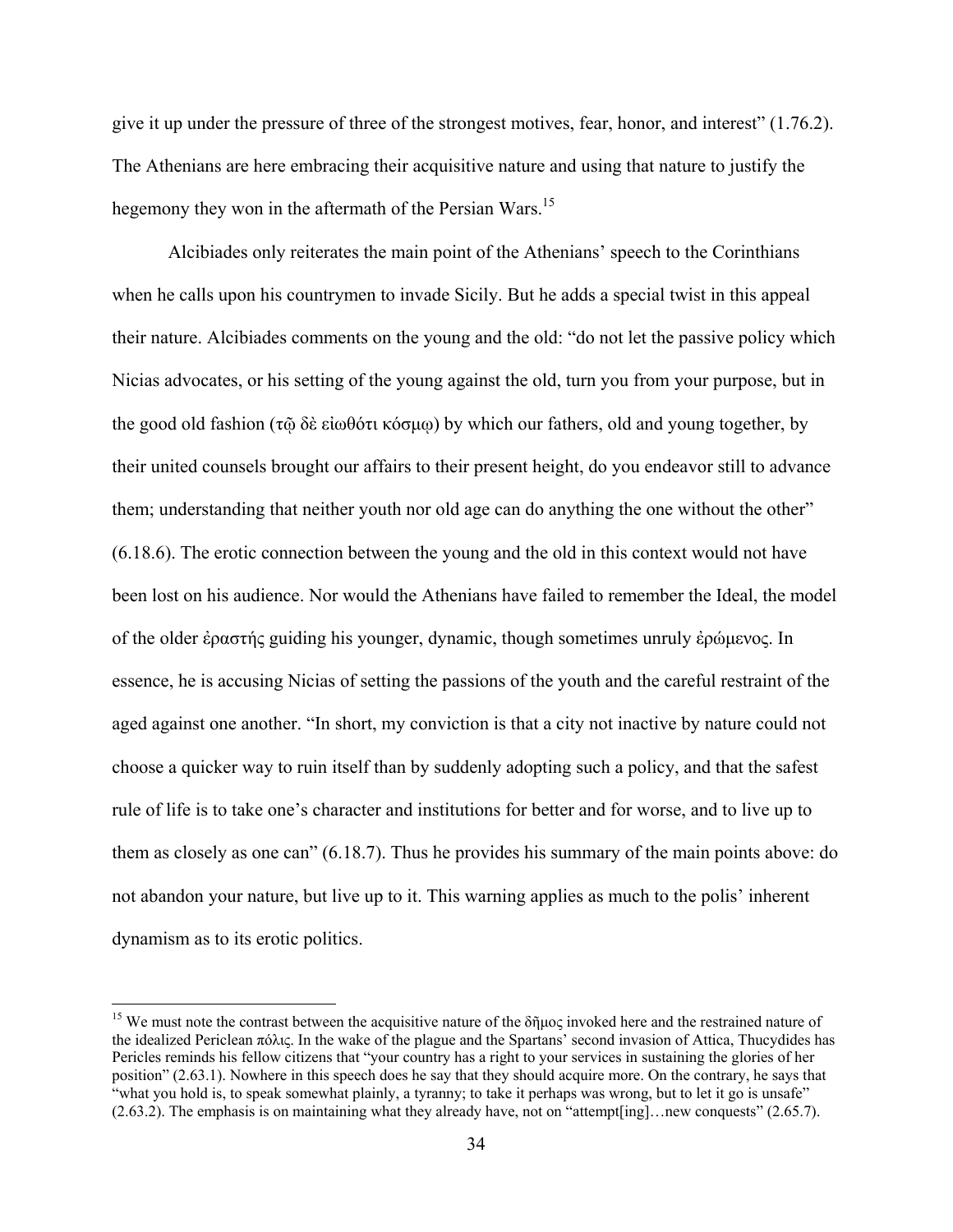give it up under the pressure of three of the strongest motives, fear, honor, and interest" (1.76.2). The Athenians are here embracing their acquisitive nature and using that nature to justify the hegemony they won in the aftermath of the Persian Wars.[15]

Alcibiades only reiterates the main point of the Athenians' speech to the Corinthians when he calls upon his countrymen to invade Sicily. But he adds a special twist in this appeal their nature. Alcibiades comments on the young and the old: "do not let the passive policy which Nicias advocates, or his setting of the young against the old, turn you from your purpose, but in the good old fashion (τῷ δὲ εἰωθότι κόσμῳ) by which our fathers, old and young together, by their united counsels brought our affairs to their present height, do you endeavor still to advance them; understanding that neither youth nor old age can do anything the one without the other" (6.18.6). The erotic connection between the young and the old in this context would not have been lost on his audience. Nor would the Athenians have failed to remember the Ideal, the model of the older ἐραστής guiding his younger, dynamic, though sometimes unruly ἐρώμενος. In essence, he is accusing Nicias of setting the passions of the youth and the careful restraint of the aged against one another. "In short, my conviction is that a city not inactive by nature could not choose a quicker way to ruin itself than by suddenly adopting such a policy, and that the safest rule of life is to take one's character and institutions for better and for worse, and to live up to them as closely as one can" (6.18.7). Thus he provides his summary of the main points above: do not abandon your nature, but live up to it. This warning applies as much to the polis' inherent dynamism as to its erotic politics.

---

[15] We must note the contrast between the acquisitive nature of the δῆμος invoked here and the restrained nature of the idealized Periclean πόλις. In the wake of the plague and the Spartans' second invasion of Attica, Thucydides has Pericles reminds his fellow citizens that "your country has a right to your services in sustaining the glories of her position" (2.63.1). Nowhere in this speech does he say that they should acquire more. On the contrary, he says that "what you hold is, to speak somewhat plainly, a tyranny; to take it perhaps was wrong, but to let it go is unsafe" (2.63.2). The emphasis is on maintaining what they already have, not on "attempt[ing]…new conquests" (2.65.7).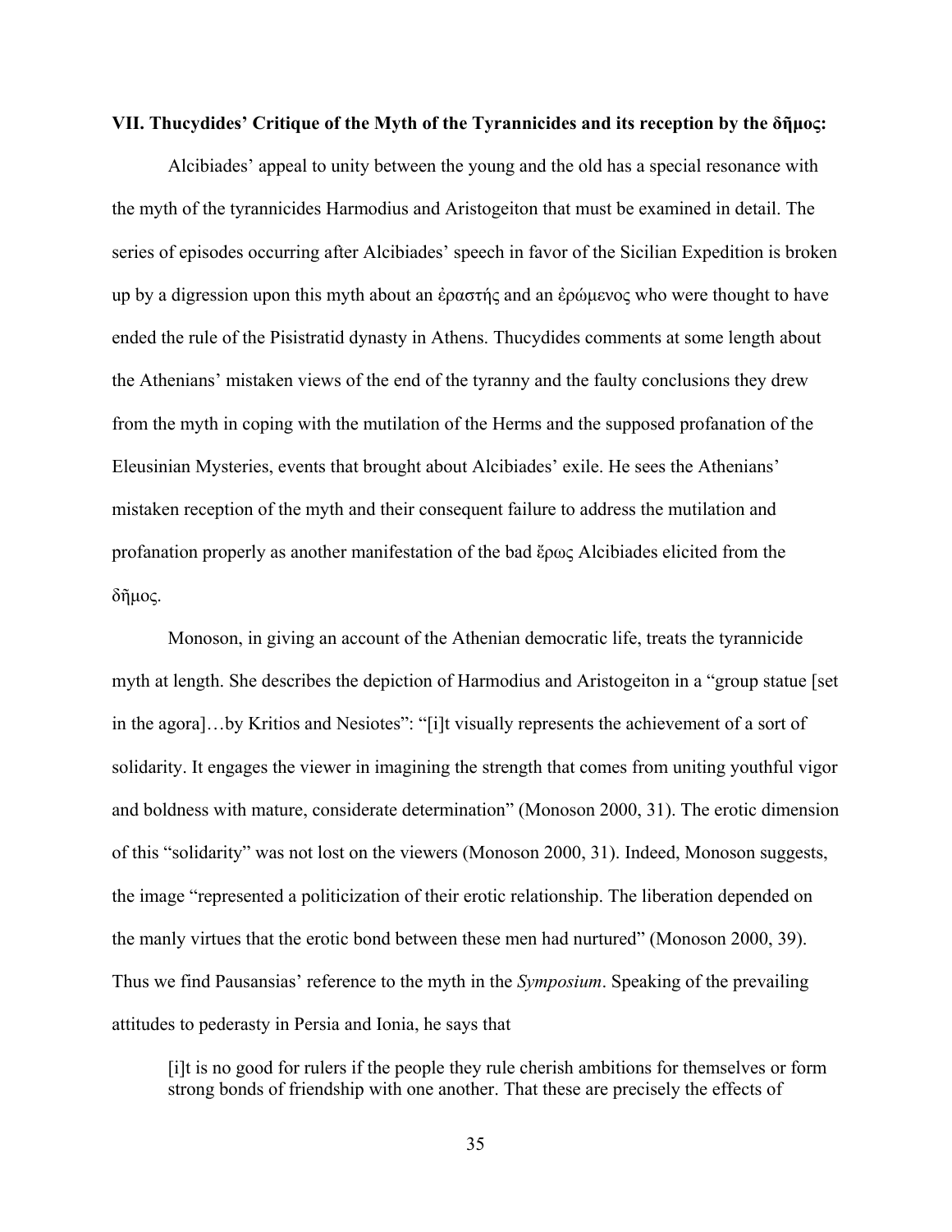**VII. Thucydides' Critique of the Myth of the Tyrannicides and its reception by the δῆμος:**

Alcibiades' appeal to unity between the young and the old has a special resonance with the myth of the tyrannicides Harmodius and Aristogeiton that must be examined in detail. The series of episodes occurring after Alcibiades' speech in favor of the Sicilian Expedition is broken up by a digression upon this myth about an ἐραστής and an ἐρώμενος who were thought to have ended the rule of the Pisistratid dynasty in Athens. Thucydides comments at some length about the Athenians' mistaken views of the end of the tyranny and the faulty conclusions they drew from the myth in coping with the mutilation of the Herms and the supposed profanation of the Eleusinian Mysteries, events that brought about Alcibiades' exile. He sees the Athenians' mistaken reception of the myth and their consequent failure to address the mutilation and profanation properly as another manifestation of the bad ἔρως Alcibiades elicited from the δῆμος.

Monoson, in giving an account of the Athenian democratic life, treats the tyrannicide myth at length. She describes the depiction of Harmodius and Aristogeiton in a "group statue [set in the agora]…by Kritios and Nesiotes": "[i]t visually represents the achievement of a sort of solidarity. It engages the viewer in imagining the strength that comes from uniting youthful vigor and boldness with mature, considerate determination" (Monoson 2000, 31). The erotic dimension of this "solidarity" was not lost on the viewers (Monoson 2000, 31). Indeed, Monoson suggests, the image "represented a politicization of their erotic relationship. The liberation depended on the manly virtues that the erotic bond between these men had nurtured" (Monoson 2000, 39). Thus we find Pausansias' reference to the myth in the *Symposium*. Speaking of the prevailing attitudes to pederasty in Persia and Ionia, he says that

> [i]t is no good for rulers if the people they rule cherish ambitions for themselves or form strong bonds of friendship with one another. That these are precisely the effects of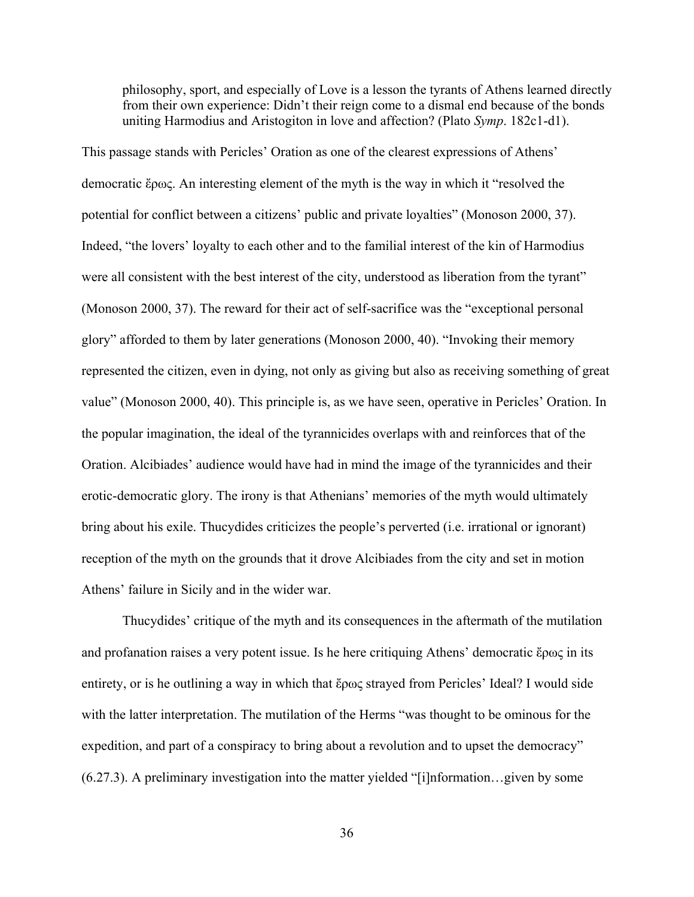> philosophy, sport, and especially of Love is a lesson the tyrants of Athens learned directly from their own experience: Didn't their reign come to a dismal end because of the bonds uniting Harmodius and Aristogiton in love and affection? (Plato *Symp*. 182c1-d1).

This passage stands with Pericles' Oration as one of the clearest expressions of Athens' democratic ἔρως. An interesting element of the myth is the way in which it "resolved the potential for conflict between a citizens' public and private loyalties" (Monoson 2000, 37). Indeed, "the lovers' loyalty to each other and to the familial interest of the kin of Harmodius were all consistent with the best interest of the city, understood as liberation from the tyrant" (Monoson 2000, 37). The reward for their act of self-sacrifice was the "exceptional personal glory" afforded to them by later generations (Monoson 2000, 40). "Invoking their memory represented the citizen, even in dying, not only as giving but also as receiving something of great value" (Monoson 2000, 40). This principle is, as we have seen, operative in Pericles' Oration. In the popular imagination, the ideal of the tyrannicides overlaps with and reinforces that of the Oration. Alcibiades' audience would have had in mind the image of the tyrannicides and their erotic-democratic glory. The irony is that Athenians' memories of the myth would ultimately bring about his exile. Thucydides criticizes the people's perverted (i.e. irrational or ignorant) reception of the myth on the grounds that it drove Alcibiades from the city and set in motion Athens' failure in Sicily and in the wider war.

Thucydides' critique of the myth and its consequences in the aftermath of the mutilation and profanation raises a very potent issue. Is he here critiquing Athens' democratic ἔρως in its entirety, or is he outlining a way in which that ἔρως strayed from Pericles' Ideal? I would side with the latter interpretation. The mutilation of the Herms "was thought to be ominous for the expedition, and part of a conspiracy to bring about a revolution and to upset the democracy" (6.27.3). A preliminary investigation into the matter yielded "[i]nformation…given by some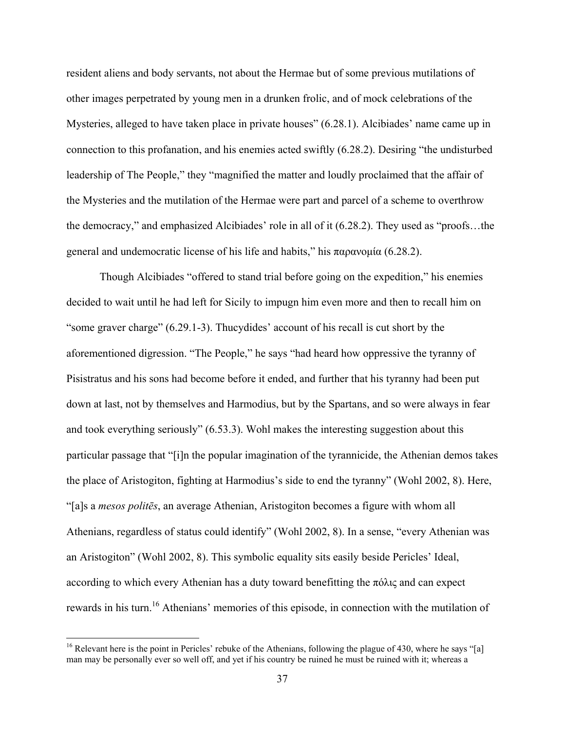resident aliens and body servants, not about the Hermae but of some previous mutilations of other images perpetrated by young men in a drunken frolic, and of mock celebrations of the Mysteries, alleged to have taken place in private houses" (6.28.1). Alcibiades' name came up in connection to this profanation, and his enemies acted swiftly (6.28.2). Desiring "the undisturbed leadership of The People," they "magnified the matter and loudly proclaimed that the affair of the Mysteries and the mutilation of the Hermae were part and parcel of a scheme to overthrow the democracy," and emphasized Alcibiades' role in all of it (6.28.2). They used as "proofs…the general and undemocratic license of his life and habits," his παρανομία (6.28.2).

Though Alcibiades "offered to stand trial before going on the expedition," his enemies decided to wait until he had left for Sicily to impugn him even more and then to recall him on "some graver charge" (6.29.1-3). Thucydides' account of his recall is cut short by the aforementioned digression. "The People," he says "had heard how oppressive the tyranny of Pisistratus and his sons had become before it ended, and further that his tyranny had been put down at last, not by themselves and Harmodius, but by the Spartans, and so were always in fear and took everything seriously" (6.53.3). Wohl makes the interesting suggestion about this particular passage that "[i]n the popular imagination of the tyrannicide, the Athenian demos takes the place of Aristogiton, fighting at Harmodius's side to end the tyranny" (Wohl 2002, 8). Here, "[a]s a *mesos politēs*, an average Athenian, Aristogiton becomes a figure with whom all Athenians, regardless of status could identify" (Wohl 2002, 8). In a sense, "every Athenian was an Aristogiton" (Wohl 2002, 8). This symbolic equality sits easily beside Pericles' Ideal, according to which every Athenian has a duty toward benefitting the πόλις and can expect rewards in his turn.[16] Athenians' memories of this episode, in connection with the mutilation of

[16] Relevant here is the point in Pericles' rebuke of the Athenians, following the plague of 430, where he says "[a] man may be personally ever so well off, and yet if his country be ruined he must be ruined with it; whereas a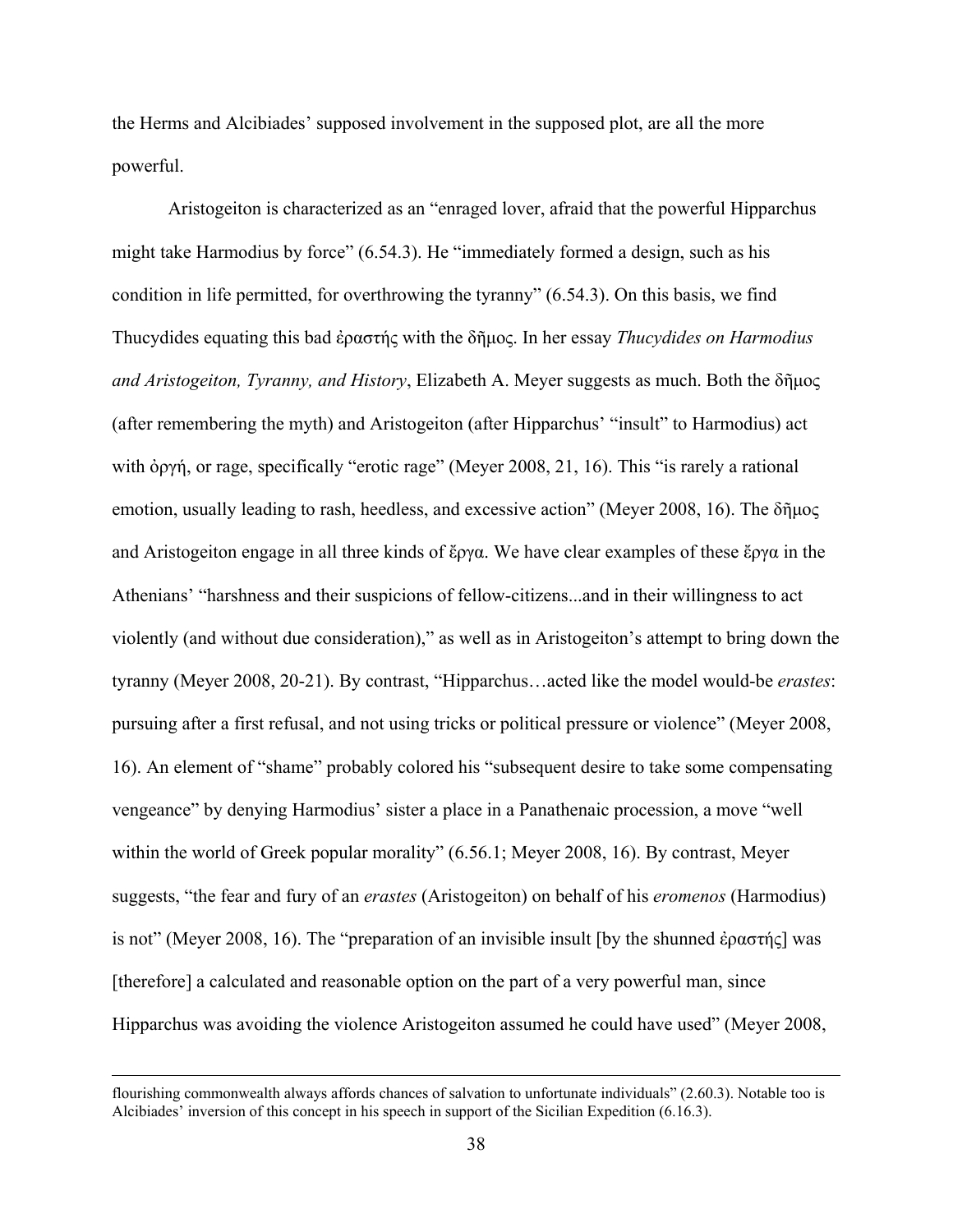the Herms and Alcibiades' supposed involvement in the supposed plot, are all the more powerful.

Aristogeiton is characterized as an "enraged lover, afraid that the powerful Hipparchus might take Harmodius by force" (6.54.3). He "immediately formed a design, such as his condition in life permitted, for overthrowing the tyranny" (6.54.3). On this basis, we find Thucydides equating this bad ἐραστής with the δῆμος. In her essay *Thucydides on Harmodius and Aristogeiton, Tyranny, and History*, Elizabeth A. Meyer suggests as much. Both the δῆμος (after remembering the myth) and Aristogeiton (after Hipparchus' "insult" to Harmodius) act with ὀργή, or rage, specifically "erotic rage" (Meyer 2008, 21, 16). This "is rarely a rational emotion, usually leading to rash, heedless, and excessive action" (Meyer 2008, 16). The δῆμος and Aristogeiton engage in all three kinds of ἔργα. We have clear examples of these ἔργα in the Athenians' "harshness and their suspicions of fellow-citizens...and in their willingness to act violently (and without due consideration)," as well as in Aristogeiton's attempt to bring down the tyranny (Meyer 2008, 20-21). By contrast, "Hipparchus…acted like the model would-be *erastes*: pursuing after a first refusal, and not using tricks or political pressure or violence" (Meyer 2008, 16). An element of "shame" probably colored his "subsequent desire to take some compensating vengeance" by denying Harmodius' sister a place in a Panathenaic procession, a move "well within the world of Greek popular morality" (6.56.1; Meyer 2008, 16). By contrast, Meyer suggests, "the fear and fury of an *erastes* (Aristogeiton) on behalf of his *eromenos* (Harmodius) is not" (Meyer 2008, 16). The "preparation of an invisible insult [by the shunned ἐραστής] was [therefore] a calculated and reasonable option on the part of a very powerful man, since Hipparchus was avoiding the violence Aristogeiton assumed he could have used" (Meyer 2008,

---

flourishing commonwealth always affords chances of salvation to unfortunate individuals" (2.60.3). Notable too is Alcibiades' inversion of this concept in his speech in support of the Sicilian Expedition (6.16.3).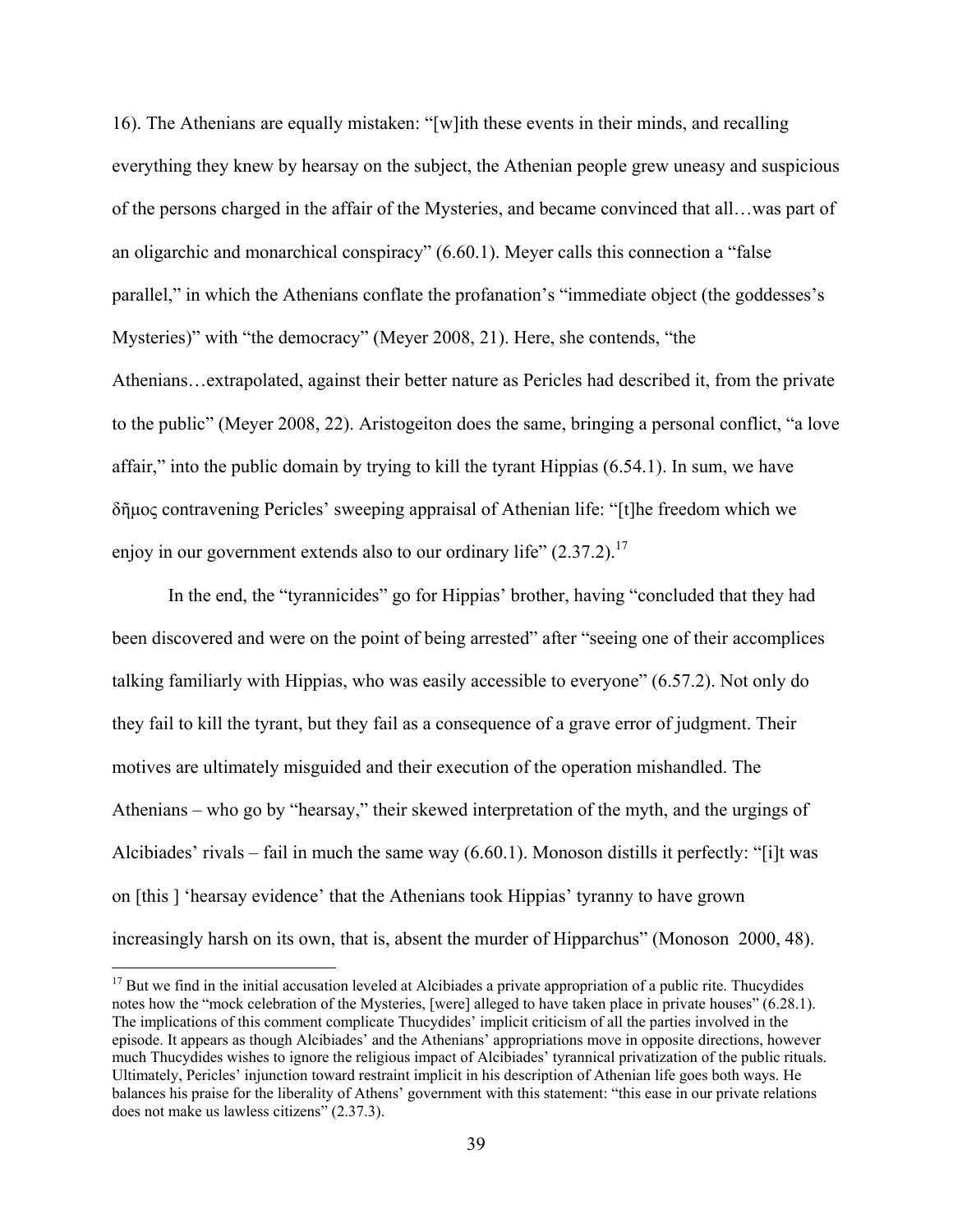16). The Athenians are equally mistaken: "[w]ith these events in their minds, and recalling everything they knew by hearsay on the subject, the Athenian people grew uneasy and suspicious of the persons charged in the affair of the Mysteries, and became convinced that all…was part of an oligarchic and monarchical conspiracy" (6.60.1). Meyer calls this connection a "false parallel," in which the Athenians conflate the profanation's "immediate object (the goddesses's Mysteries)" with "the democracy" (Meyer 2008, 21). Here, she contends, "the Athenians…extrapolated, against their better nature as Pericles had described it, from the private to the public" (Meyer 2008, 22). Aristogeiton does the same, bringing a personal conflict, "a love affair," into the public domain by trying to kill the tyrant Hippias (6.54.1). In sum, we have δῆμος contravening Pericles' sweeping appraisal of Athenian life: "[t]he freedom which we enjoy in our government extends also to our ordinary life" (2.37.2).[17]

In the end, the "tyrannicides" go for Hippias' brother, having "concluded that they had been discovered and were on the point of being arrested" after "seeing one of their accomplices talking familiarly with Hippias, who was easily accessible to everyone" (6.57.2). Not only do they fail to kill the tyrant, but they fail as a consequence of a grave error of judgment. Their motives are ultimately misguided and their execution of the operation mishandled. The Athenians – who go by "hearsay," their skewed interpretation of the myth, and the urgings of Alcibiades' rivals – fail in much the same way (6.60.1). Monoson distills it perfectly: "[i]t was on [this ] 'hearsay evidence' that the Athenians took Hippias' tyranny to have grown increasingly harsh on its own, that is, absent the murder of Hipparchus" (Monoson 2000, 48).

---

[17] But we find in the initial accusation leveled at Alcibiades a private appropriation of a public rite. Thucydides notes how the "mock celebration of the Mysteries, [were] alleged to have taken place in private houses" (6.28.1). The implications of this comment complicate Thucydides' implicit criticism of all the parties involved in the episode. It appears as though Alcibiades' and the Athenians' appropriations move in opposite directions, however much Thucydides wishes to ignore the religious impact of Alcibiades' tyrannical privatization of the public rituals. Ultimately, Pericles' injunction toward restraint implicit in his description of Athenian life goes both ways. He balances his praise for the liberality of Athens' government with this statement: "this ease in our private relations does not make us lawless citizens" (2.37.3).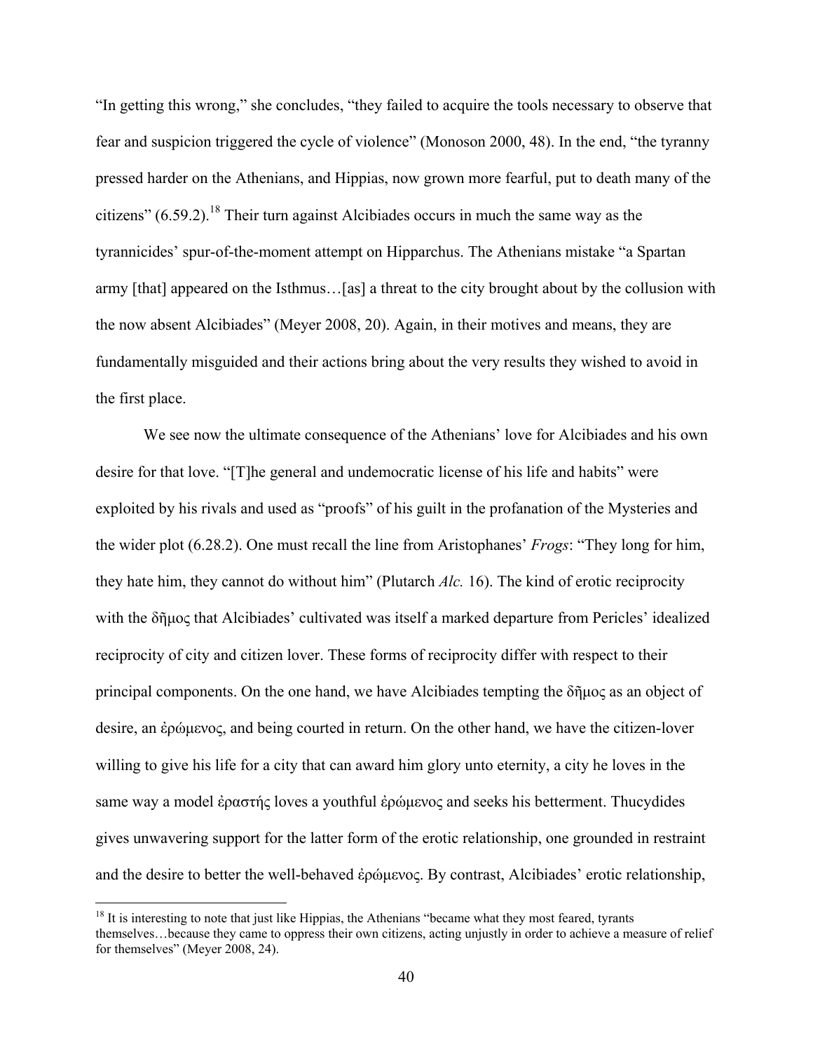"In getting this wrong," she concludes, "they failed to acquire the tools necessary to observe that fear and suspicion triggered the cycle of violence" (Monoson 2000, 48). In the end, "the tyranny pressed harder on the Athenians, and Hippias, now grown more fearful, put to death many of the citizens" (6.59.2).[18] Their turn against Alcibiades occurs in much the same way as the tyrannicides' spur-of-the-moment attempt on Hipparchus. The Athenians mistake "a Spartan army [that] appeared on the Isthmus…[as] a threat to the city brought about by the collusion with the now absent Alcibiades" (Meyer 2008, 20). Again, in their motives and means, they are fundamentally misguided and their actions bring about the very results they wished to avoid in the first place.

We see now the ultimate consequence of the Athenians' love for Alcibiades and his own desire for that love. "[T]he general and undemocratic license of his life and habits" were exploited by his rivals and used as "proofs" of his guilt in the profanation of the Mysteries and the wider plot (6.28.2). One must recall the line from Aristophanes' *Frogs*: "They long for him, they hate him, they cannot do without him" (Plutarch *Alc.* 16). The kind of erotic reciprocity with the δῆμος that Alcibiades' cultivated was itself a marked departure from Pericles' idealized reciprocity of city and citizen lover. These forms of reciprocity differ with respect to their principal components. On the one hand, we have Alcibiades tempting the δῆμος as an object of desire, an ἐρώμενος, and being courted in return. On the other hand, we have the citizen-lover willing to give his life for a city that can award him glory unto eternity, a city he loves in the same way a model ἐραστής loves a youthful ἐρώμενος and seeks his betterment. Thucydides gives unwavering support for the latter form of the erotic relationship, one grounded in restraint and the desire to better the well-behaved ἐρώμενος. By contrast, Alcibiades' erotic relationship,

[18] It is interesting to note that just like Hippias, the Athenians "became what they most feared, tyrants themselves…because they came to oppress their own citizens, acting unjustly in order to achieve a measure of relief for themselves" (Meyer 2008, 24).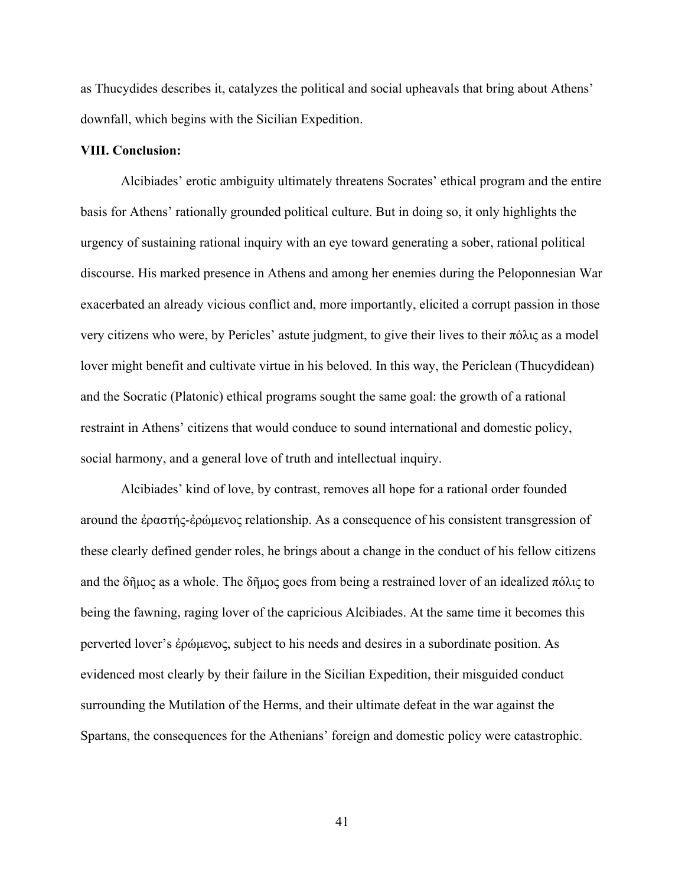as Thucydides describes it, catalyzes the political and social upheavals that bring about Athens' downfall, which begins with the Sicilian Expedition.

**VIII. Conclusion:**

Alcibiades' erotic ambiguity ultimately threatens Socrates' ethical program and the entire basis for Athens' rationally grounded political culture. But in doing so, it only highlights the urgency of sustaining rational inquiry with an eye toward generating a sober, rational political discourse. His marked presence in Athens and among her enemies during the Peloponnesian War exacerbated an already vicious conflict and, more importantly, elicited a corrupt passion in those very citizens who were, by Pericles' astute judgment, to give their lives to their πόλις as a model lover might benefit and cultivate virtue in his beloved. In this way, the Periclean (Thucydidean) and the Socratic (Platonic) ethical programs sought the same goal: the growth of a rational restraint in Athens' citizens that would conduce to sound international and domestic policy, social harmony, and a general love of truth and intellectual inquiry.

Alcibiades' kind of love, by contrast, removes all hope for a rational order founded around the ἐραστής-ἐρώμενος relationship. As a consequence of his consistent transgression of these clearly defined gender roles, he brings about a change in the conduct of his fellow citizens and the δῆμος as a whole. The δῆμος goes from being a restrained lover of an idealized πόλις to being the fawning, raging lover of the capricious Alcibiades. At the same time it becomes this perverted lover's ἐρώμενος, subject to his needs and desires in a subordinate position. As evidenced most clearly by their failure in the Sicilian Expedition, their misguided conduct surrounding the Mutilation of the Herms, and their ultimate defeat in the war against the Spartans, the consequences for the Athenians' foreign and domestic policy were catastrophic.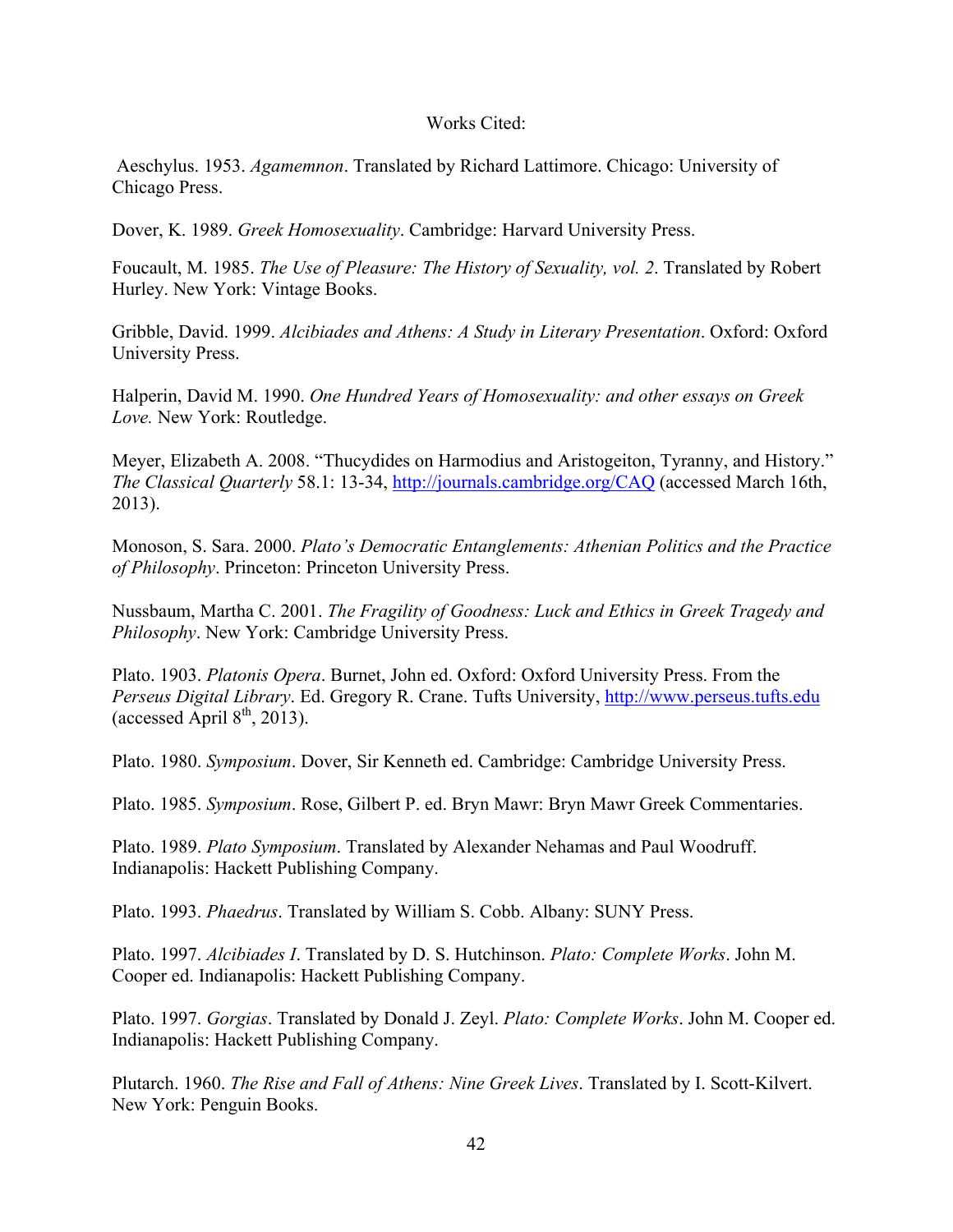Works Cited:

Aeschylus. 1953. *Agamemnon*. Translated by Richard Lattimore. Chicago: University of Chicago Press.

Dover, K. 1989. *Greek Homosexuality*. Cambridge: Harvard University Press.

Foucault, M. 1985. *The Use of Pleasure: The History of Sexuality, vol. 2*. Translated by Robert Hurley. New York: Vintage Books.

Gribble, David. 1999. *Alcibiades and Athens: A Study in Literary Presentation*. Oxford: Oxford University Press.

Halperin, David M. 1990. *One Hundred Years of Homosexuality: and other essays on Greek Love.* New York: Routledge.

Meyer, Elizabeth A. 2008. "Thucydides on Harmodius and Aristogeiton, Tyranny, and History." *The Classical Quarterly* 58.1: 13-34, http://journals.cambridge.org/CAQ (accessed March 16th, 2013).

Monoson, S. Sara. 2000. *Plato's Democratic Entanglements: Athenian Politics and the Practice of Philosophy*. Princeton: Princeton University Press.

Nussbaum, Martha C. 2001. *The Fragility of Goodness: Luck and Ethics in Greek Tragedy and Philosophy*. New York: Cambridge University Press.

Plato. 1903. *Platonis Opera*. Burnet, John ed. Oxford: Oxford University Press. From the *Perseus Digital Library*. Ed. Gregory R. Crane. Tufts University, http://www.perseus.tufts.edu (accessed April 8th, 2013).

Plato. 1980. *Symposium*. Dover, Sir Kenneth ed. Cambridge: Cambridge University Press.

Plato. 1985. *Symposium*. Rose, Gilbert P. ed. Bryn Mawr: Bryn Mawr Greek Commentaries.

Plato. 1989. *Plato Symposium*. Translated by Alexander Nehamas and Paul Woodruff. Indianapolis: Hackett Publishing Company.

Plato. 1993. *Phaedrus*. Translated by William S. Cobb. Albany: SUNY Press.

Plato. 1997. *Alcibiades I*. Translated by D. S. Hutchinson. *Plato: Complete Works*. John M. Cooper ed. Indianapolis: Hackett Publishing Company.

Plato. 1997. *Gorgias*. Translated by Donald J. Zeyl. *Plato: Complete Works*. John M. Cooper ed. Indianapolis: Hackett Publishing Company.

Plutarch. 1960. *The Rise and Fall of Athens: Nine Greek Lives*. Translated by I. Scott-Kilvert. New York: Penguin Books.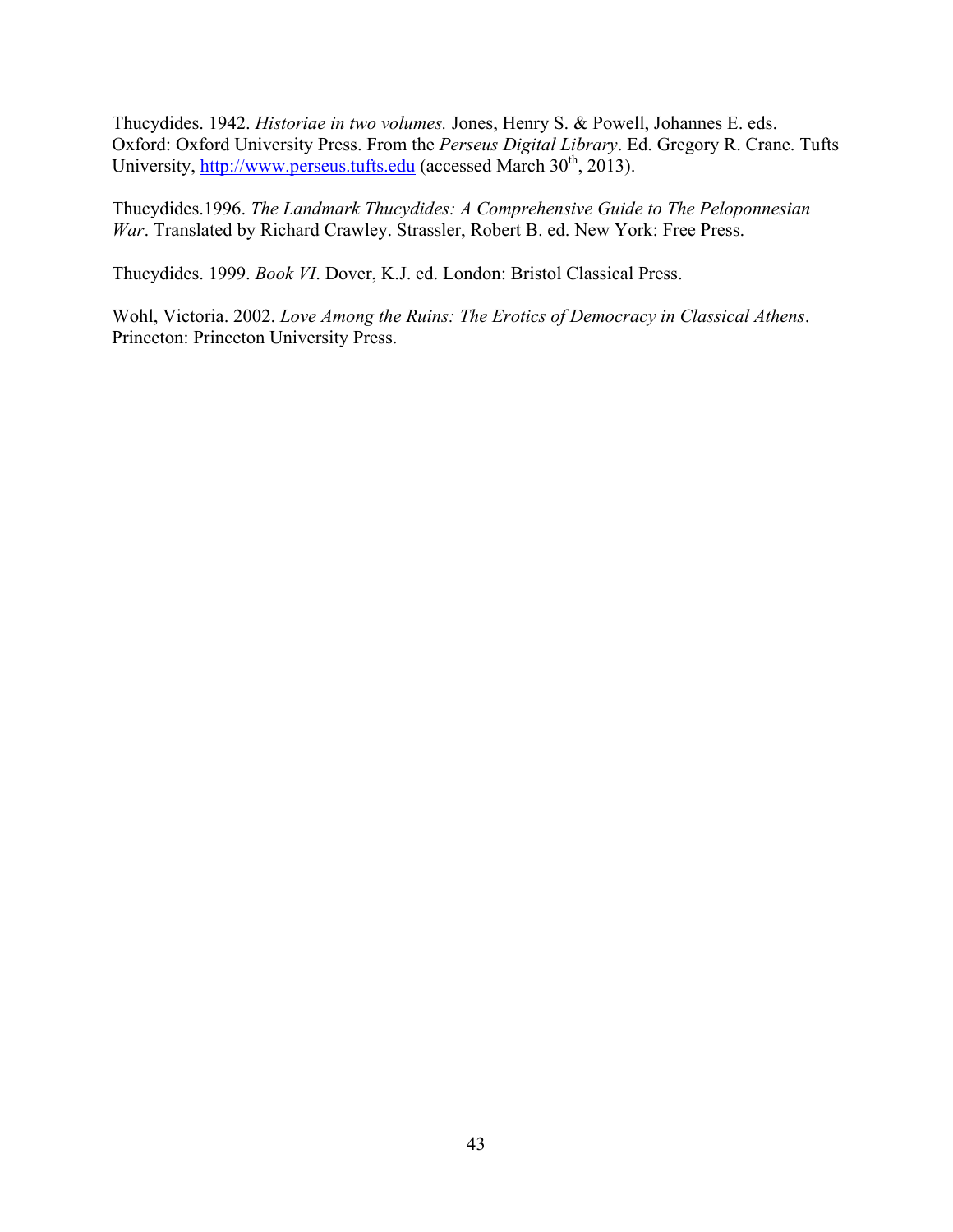Thucydides. 1942. *Historiae in two volumes.* Jones, Henry S. & Powell, Johannes E. eds. Oxford: Oxford University Press. From the *Perseus Digital Library*. Ed. Gregory R. Crane. Tufts University, http://www.perseus.tufts.edu (accessed March 30th, 2013).

Thucydides.1996. *The Landmark Thucydides: A Comprehensive Guide to The Peloponnesian War*. Translated by Richard Crawley. Strassler, Robert B. ed. New York: Free Press.

Thucydides. 1999. *Book VI*. Dover, K.J. ed. London: Bristol Classical Press.

Wohl, Victoria. 2002. *Love Among the Ruins: The Erotics of Democracy in Classical Athens*. Princeton: Princeton University Press.